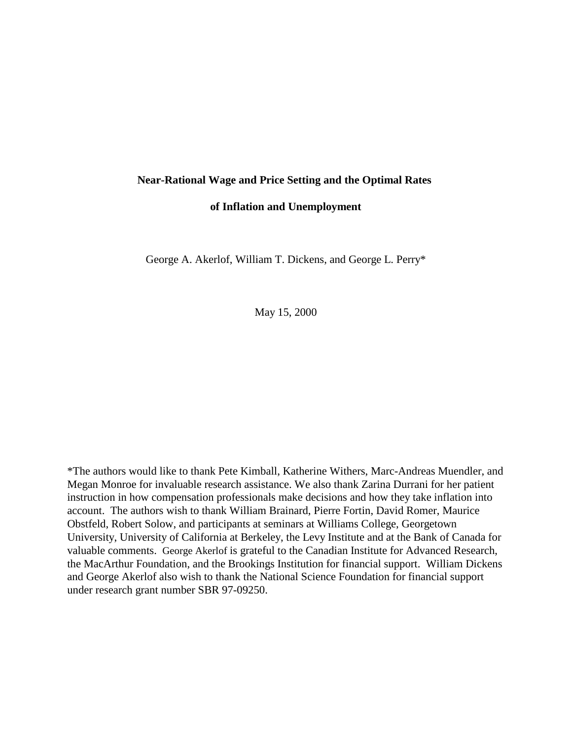# Near-Rational Wage and Price Setting and the Optimal Rates of Inflation and Unemployment

George A. Akerlof, William T. Dickens, and George L. Perry*

May 15, 2000

*The authors would like to thank Pete Kimball, Katherine Withers, Marc-Andreas Muendler, and Megan Monroe for invaluable research assistance. We also thank Zarina Durrani for her patient instruction in how compensation professionals make decisions and how they take inflation into account. The authors wish to thank William Brainard, Pierre Fortin, David Romer, Maurice Obstfeld, Robert Solow, and participants at seminars at Williams College, Georgetown University, University of California at Berkeley, the Levy Institute and at the Bank of Canada for valuable comments. George Akerlof is grateful to the Canadian Institute for Advanced Research, the MacArthur Foundation, and the Brookings Institution for financial support. William Dickens and George Akerlof also wish to thank the National Science Foundation for financial support under research grant number SBR 97-09250.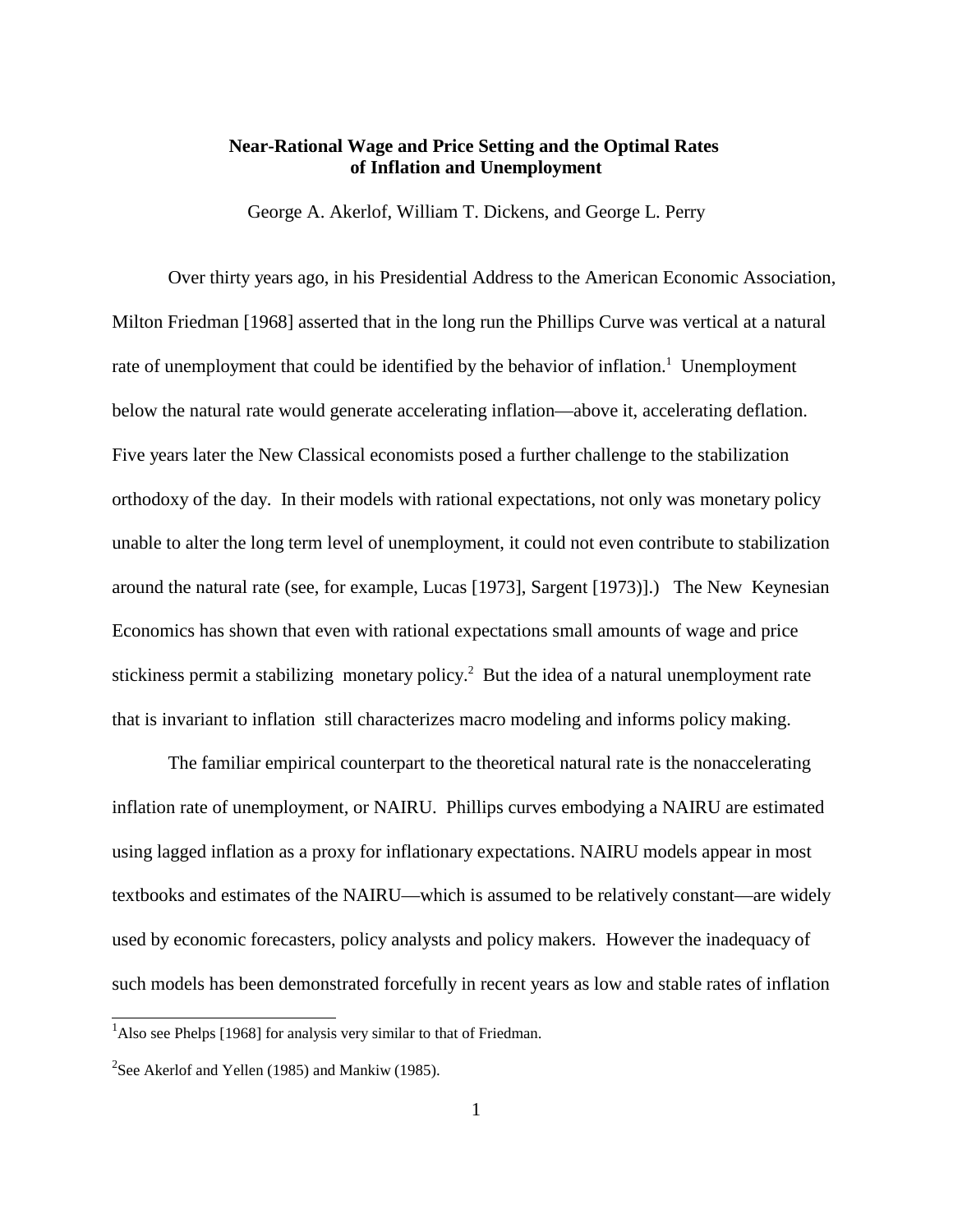**Near-Rational Wage and Price Setting and the Optimal Rates of Inflation and Unemployment**

George A. Akerlof, William T. Dickens, and George L. Perry

Over thirty years ago, in his Presidential Address to the American Economic Association, Milton Friedman [1968] asserted that in the long run the Phillips Curve was vertical at a natural rate of unemployment that could be identified by the behavior of inflation.[1] Unemployment below the natural rate would generate accelerating inflation—above it, accelerating deflation. Five years later the New Classical economists posed a further challenge to the stabilization orthodoxy of the day. In their models with rational expectations, not only was monetary policy unable to alter the long term level of unemployment, it could not even contribute to stabilization around the natural rate (see, for example, Lucas [1973], Sargent [1973)].) The New Keynesian Economics has shown that even with rational expectations small amounts of wage and price stickiness permit a stabilizing monetary policy.[2] But the idea of a natural unemployment rate that is invariant to inflation still characterizes macro modeling and informs policy making.

The familiar empirical counterpart to the theoretical natural rate is the nonaccelerating inflation rate of unemployment, or NAIRU. Phillips curves embodying a NAIRU are estimated using lagged inflation as a proxy for inflationary expectations. NAIRU models appear in most textbooks and estimates of the NAIRU—which is assumed to be relatively constant—are widely used by economic forecasters, policy analysts and policy makers. However the inadequacy of such models has been demonstrated forcefully in recent years as low and stable rates of inflation

[1] Also see Phelps [1968] for analysis very similar to that of Friedman.

[2] See Akerlof and Yellen (1985) and Mankiw (1985).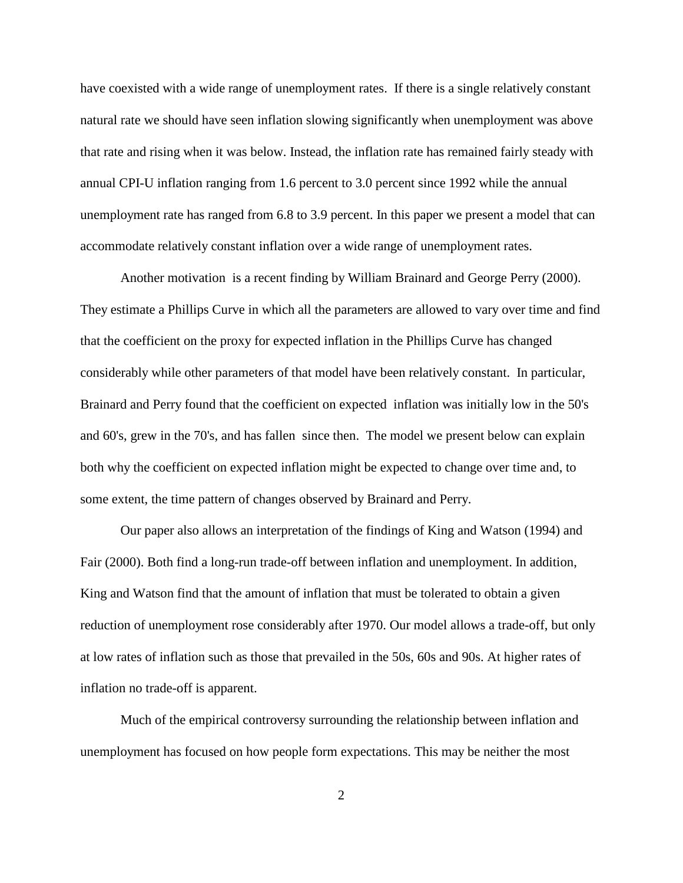have coexisted with a wide range of unemployment rates. If there is a single relatively constant natural rate we should have seen inflation slowing significantly when unemployment was above that rate and rising when it was below. Instead, the inflation rate has remained fairly steady with annual CPI-U inflation ranging from 1.6 percent to 3.0 percent since 1992 while the annual unemployment rate has ranged from 6.8 to 3.9 percent. In this paper we present a model that can accommodate relatively constant inflation over a wide range of unemployment rates.

Another motivation is a recent finding by William Brainard and George Perry (2000). They estimate a Phillips Curve in which all the parameters are allowed to vary over time and find that the coefficient on the proxy for expected inflation in the Phillips Curve has changed considerably while other parameters of that model have been relatively constant. In particular, Brainard and Perry found that the coefficient on expected inflation was initially low in the 50's and 60's, grew in the 70's, and has fallen since then. The model we present below can explain both why the coefficient on expected inflation might be expected to change over time and, to some extent, the time pattern of changes observed by Brainard and Perry.

Our paper also allows an interpretation of the findings of King and Watson (1994) and Fair (2000). Both find a long-run trade-off between inflation and unemployment. In addition, King and Watson find that the amount of inflation that must be tolerated to obtain a given reduction of unemployment rose considerably after 1970. Our model allows a trade-off, but only at low rates of inflation such as those that prevailed in the 50s, 60s and 90s. At higher rates of inflation no trade-off is apparent.

Much of the empirical controversy surrounding the relationship between inflation and unemployment has focused on how people form expectations. This may be neither the most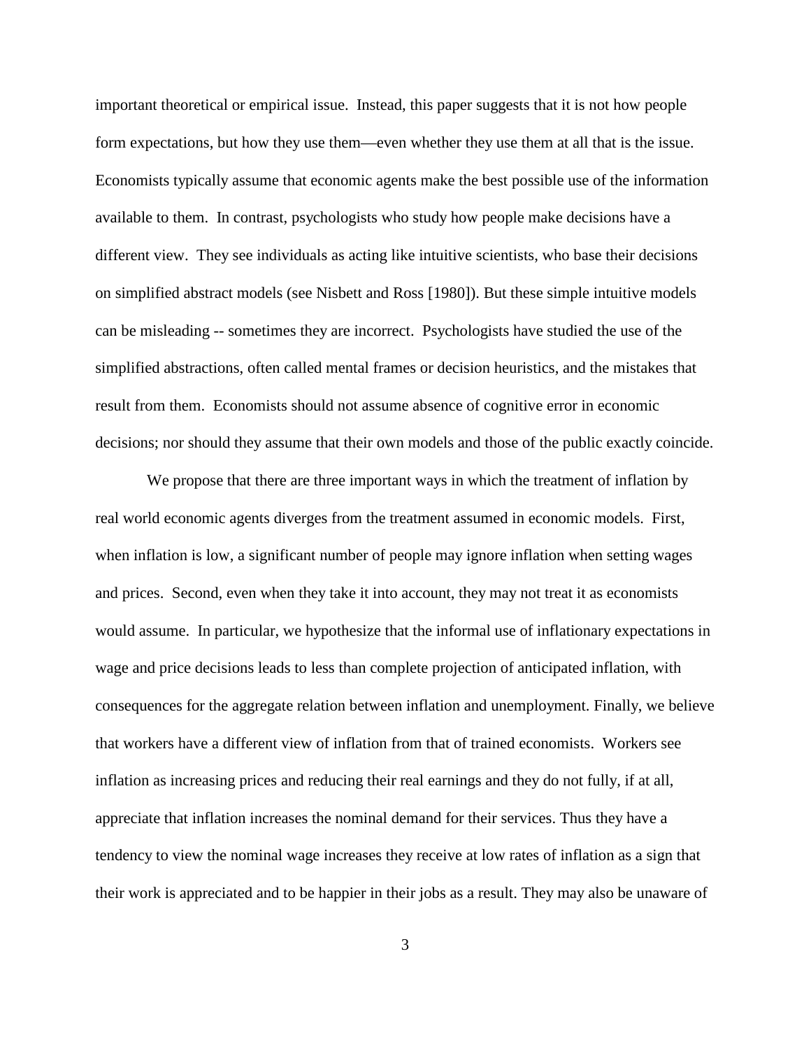important theoretical or empirical issue. Instead, this paper suggests that it is not how people form expectations, but how they use them—even whether they use them at all that is the issue. Economists typically assume that economic agents make the best possible use of the information available to them. In contrast, psychologists who study how people make decisions have a different view. They see individuals as acting like intuitive scientists, who base their decisions on simplified abstract models (see Nisbett and Ross [1980]). But these simple intuitive models can be misleading -- sometimes they are incorrect. Psychologists have studied the use of the simplified abstractions, often called mental frames or decision heuristics, and the mistakes that result from them. Economists should not assume absence of cognitive error in economic decisions; nor should they assume that their own models and those of the public exactly coincide.

We propose that there are three important ways in which the treatment of inflation by real world economic agents diverges from the treatment assumed in economic models. First, when inflation is low, a significant number of people may ignore inflation when setting wages and prices. Second, even when they take it into account, they may not treat it as economists would assume. In particular, we hypothesize that the informal use of inflationary expectations in wage and price decisions leads to less than complete projection of anticipated inflation, with consequences for the aggregate relation between inflation and unemployment. Finally, we believe that workers have a different view of inflation from that of trained economists. Workers see inflation as increasing prices and reducing their real earnings and they do not fully, if at all, appreciate that inflation increases the nominal demand for their services. Thus they have a tendency to view the nominal wage increases they receive at low rates of inflation as a sign that their work is appreciated and to be happier in their jobs as a result. They may also be unaware of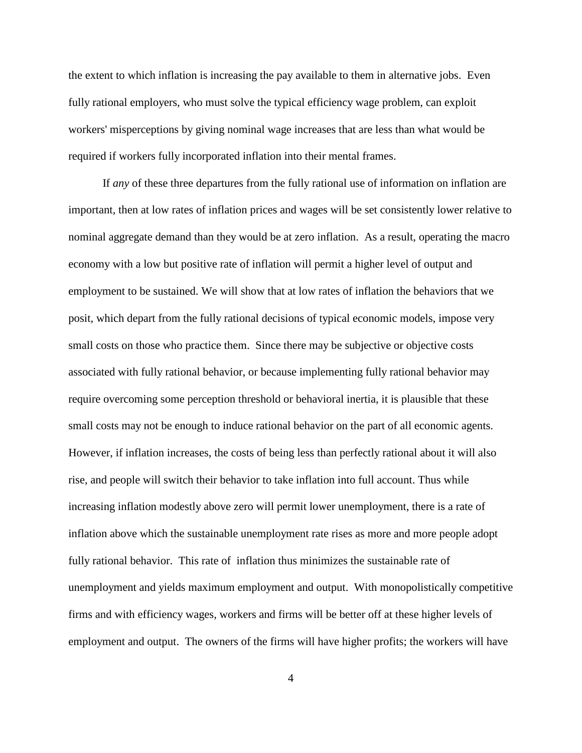the extent to which inflation is increasing the pay available to them in alternative jobs. Even fully rational employers, who must solve the typical efficiency wage problem, can exploit workers' misperceptions by giving nominal wage increases that are less than what would be required if workers fully incorporated inflation into their mental frames.

If *any* of these three departures from the fully rational use of information on inflation are important, then at low rates of inflation prices and wages will be set consistently lower relative to nominal aggregate demand than they would be at zero inflation. As a result, operating the macro economy with a low but positive rate of inflation will permit a higher level of output and employment to be sustained. We will show that at low rates of inflation the behaviors that we posit, which depart from the fully rational decisions of typical economic models, impose very small costs on those who practice them. Since there may be subjective or objective costs associated with fully rational behavior, or because implementing fully rational behavior may require overcoming some perception threshold or behavioral inertia, it is plausible that these small costs may not be enough to induce rational behavior on the part of all economic agents. However, if inflation increases, the costs of being less than perfectly rational about it will also rise, and people will switch their behavior to take inflation into full account. Thus while increasing inflation modestly above zero will permit lower unemployment, there is a rate of inflation above which the sustainable unemployment rate rises as more and more people adopt fully rational behavior. This rate of inflation thus minimizes the sustainable rate of unemployment and yields maximum employment and output. With monopolistically competitive firms and with efficiency wages, workers and firms will be better off at these higher levels of employment and output. The owners of the firms will have higher profits; the workers will have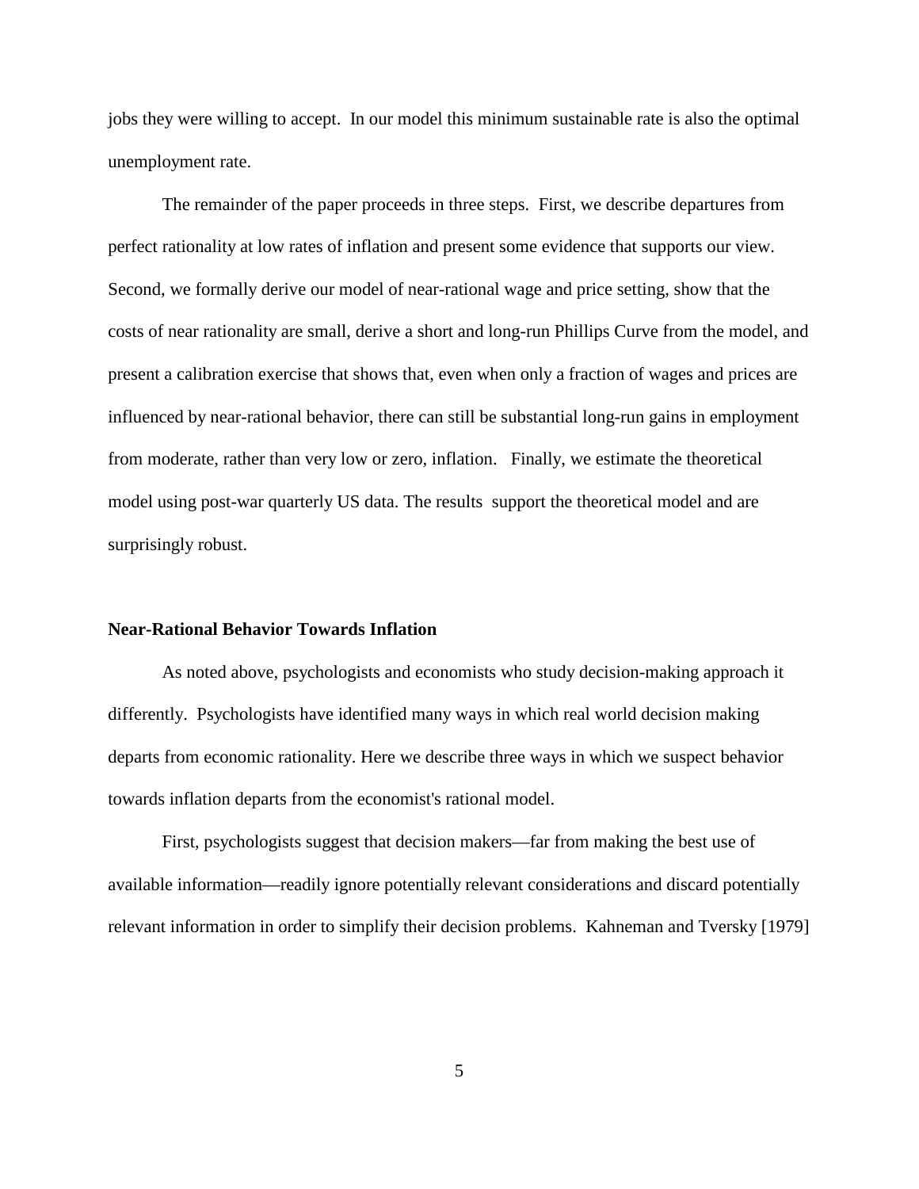jobs they were willing to accept. In our model this minimum sustainable rate is also the optimal unemployment rate.

The remainder of the paper proceeds in three steps. First, we describe departures from perfect rationality at low rates of inflation and present some evidence that supports our view. Second, we formally derive our model of near-rational wage and price setting, show that the costs of near rationality are small, derive a short and long-run Phillips Curve from the model, and present a calibration exercise that shows that, even when only a fraction of wages and prices are influenced by near-rational behavior, there can still be substantial long-run gains in employment from moderate, rather than very low or zero, inflation. Finally, we estimate the theoretical model using post-war quarterly US data. The results support the theoretical model and are surprisingly robust.

## Near-Rational Behavior Towards Inflation

As noted above, psychologists and economists who study decision-making approach it differently. Psychologists have identified many ways in which real world decision making departs from economic rationality. Here we describe three ways in which we suspect behavior towards inflation departs from the economist's rational model.

First, psychologists suggest that decision makers—far from making the best use of available information—readily ignore potentially relevant considerations and discard potentially relevant information in order to simplify their decision problems. Kahneman and Tversky [1979]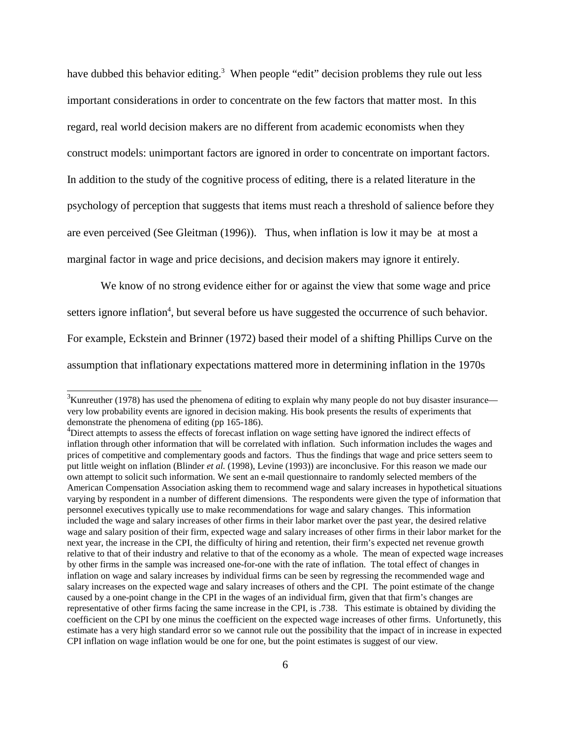have dubbed this behavior editing.[3] When people "edit" decision problems they rule out less important considerations in order to concentrate on the few factors that matter most. In this regard, real world decision makers are no different from academic economists when they construct models: unimportant factors are ignored in order to concentrate on important factors. In addition to the study of the cognitive process of editing, there is a related literature in the psychology of perception that suggests that items must reach a threshold of salience before they are even perceived (See Gleitman (1996)). Thus, when inflation is low it may be at most a marginal factor in wage and price decisions, and decision makers may ignore it entirely.

We know of no strong evidence either for or against the view that some wage and price setters ignore inflation[4], but several before us have suggested the occurrence of such behavior. For example, Eckstein and Brinner (1972) based their model of a shifting Phillips Curve on the assumption that inflationary expectations mattered more in determining inflation in the 1970s

---

[3]Kunreuther (1978) has used the phenomena of editing to explain why many people do not buy disaster insurance—very low probability events are ignored in decision making. His book presents the results of experiments that demonstrate the phenomena of editing (pp 165-186).

[4]Direct attempts to assess the effects of forecast inflation on wage setting have ignored the indirect effects of inflation through other information that will be correlated with inflation. Such information includes the wages and prices of competitive and complementary goods and factors. Thus the findings that wage and price setters seem to put little weight on inflation (Blinder *et al.* (1998), Levine (1993)) are inconclusive. For this reason we made our own attempt to solicit such information. We sent an e-mail questionnaire to randomly selected members of the American Compensation Association asking them to recommend wage and salary increases in hypothetical situations varying by respondent in a number of different dimensions. The respondents were given the type of information that personnel executives typically use to make recommendations for wage and salary changes. This information included the wage and salary increases of other firms in their labor market over the past year, the desired relative wage and salary position of their firm, expected wage and salary increases of other firms in their labor market for the next year, the increase in the CPI, the difficulty of hiring and retention, their firm's expected net revenue growth relative to that of their industry and relative to that of the economy as a whole. The mean of expected wage increases by other firms in the sample was increased one-for-one with the rate of inflation. The total effect of changes in inflation on wage and salary increases by individual firms can be seen by regressing the recommended wage and salary increases on the expected wage and salary increases of others and the CPI. The point estimate of the change caused by a one-point change in the CPI in the wages of an individual firm, given that that firm's changes are representative of other firms facing the same increase in the CPI, is .738. This estimate is obtained by dividing the coefficient on the CPI by one minus the coefficient on the expected wage increases of other firms. Unfortunetly, this estimate has a very high standard error so we cannot rule out the possibility that the impact of in increase in expected CPI inflation on wage inflation would be one for one, but the point estimates is suggest of our view.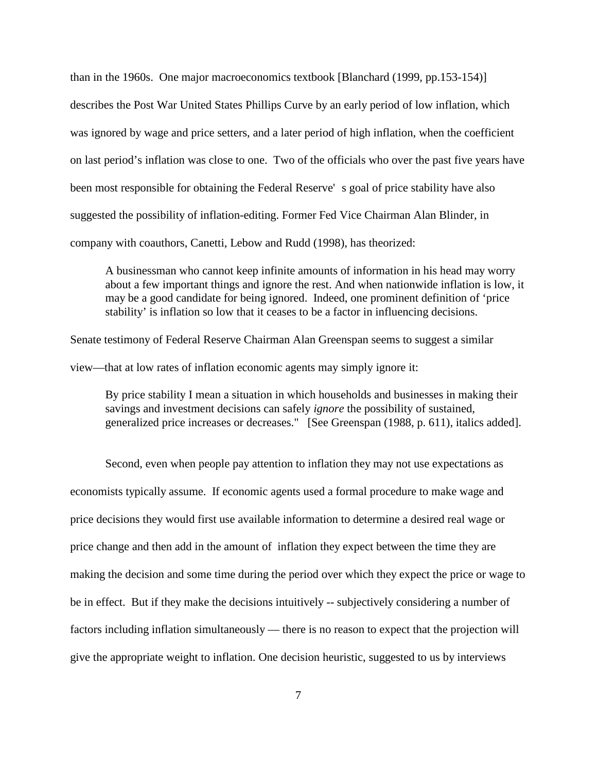than in the 1960s. One major macroeconomics textbook [Blanchard (1999, pp.153-154)] describes the Post War United States Phillips Curve by an early period of low inflation, which was ignored by wage and price setters, and a later period of high inflation, when the coefficient on last period's inflation was close to one. Two of the officials who over the past five years have been most responsible for obtaining the Federal Reserve' s goal of price stability have also suggested the possibility of inflation-editing. Former Fed Vice Chairman Alan Blinder, in company with coauthors, Canetti, Lebow and Rudd (1998), has theorized:

> A businessman who cannot keep infinite amounts of information in his head may worry about a few important things and ignore the rest. And when nationwide inflation is low, it may be a good candidate for being ignored. Indeed, one prominent definition of 'price stability' is inflation so low that it ceases to be a factor in influencing decisions.

Senate testimony of Federal Reserve Chairman Alan Greenspan seems to suggest a similar view—that at low rates of inflation economic agents may simply ignore it:

> By price stability I mean a situation in which households and businesses in making their savings and investment decisions can safely *ignore* the possibility of sustained, generalized price increases or decreases." [See Greenspan (1988, p. 611), italics added].

Second, even when people pay attention to inflation they may not use expectations as economists typically assume. If economic agents used a formal procedure to make wage and price decisions they would first use available information to determine a desired real wage or price change and then add in the amount of inflation they expect between the time they are making the decision and some time during the period over which they expect the price or wage to be in effect. But if they make the decisions intuitively -- subjectively considering a number of factors including inflation simultaneously — there is no reason to expect that the projection will give the appropriate weight to inflation. One decision heuristic, suggested to us by interviews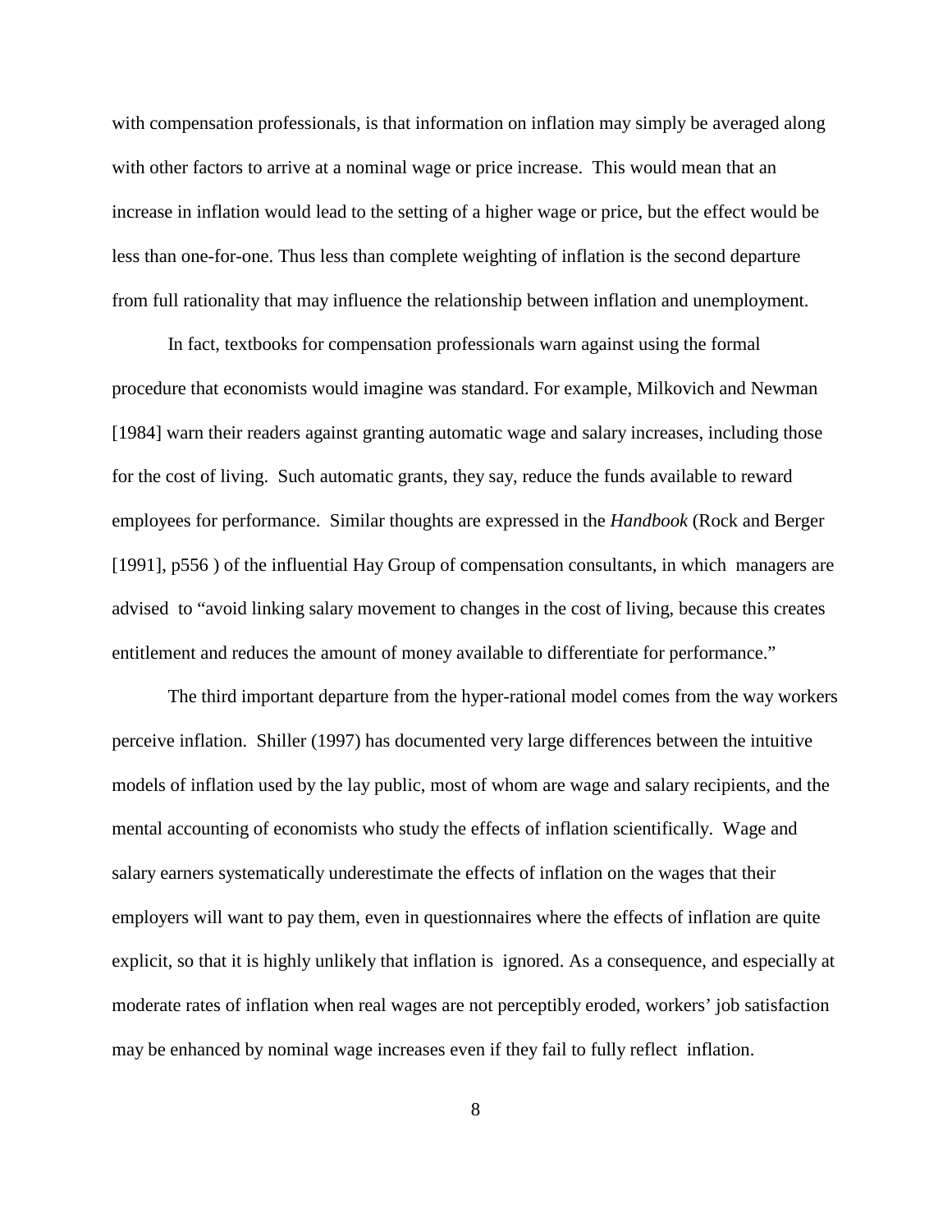with compensation professionals, is that information on inflation may simply be averaged along with other factors to arrive at a nominal wage or price increase. This would mean that an increase in inflation would lead to the setting of a higher wage or price, but the effect would be less than one-for-one. Thus less than complete weighting of inflation is the second departure from full rationality that may influence the relationship between inflation and unemployment.

In fact, textbooks for compensation professionals warn against using the formal procedure that economists would imagine was standard. For example, Milkovich and Newman [1984] warn their readers against granting automatic wage and salary increases, including those for the cost of living. Such automatic grants, they say, reduce the funds available to reward employees for performance. Similar thoughts are expressed in the *Handbook* (Rock and Berger [1991], p556 ) of the influential Hay Group of compensation consultants, in which managers are advised to "avoid linking salary movement to changes in the cost of living, because this creates entitlement and reduces the amount of money available to differentiate for performance."

The third important departure from the hyper-rational model comes from the way workers perceive inflation. Shiller (1997) has documented very large differences between the intuitive models of inflation used by the lay public, most of whom are wage and salary recipients, and the mental accounting of economists who study the effects of inflation scientifically. Wage and salary earners systematically underestimate the effects of inflation on the wages that their employers will want to pay them, even in questionnaires where the effects of inflation are quite explicit, so that it is highly unlikely that inflation is ignored. As a consequence, and especially at moderate rates of inflation when real wages are not perceptibly eroded, workers' job satisfaction may be enhanced by nominal wage increases even if they fail to fully reflect inflation.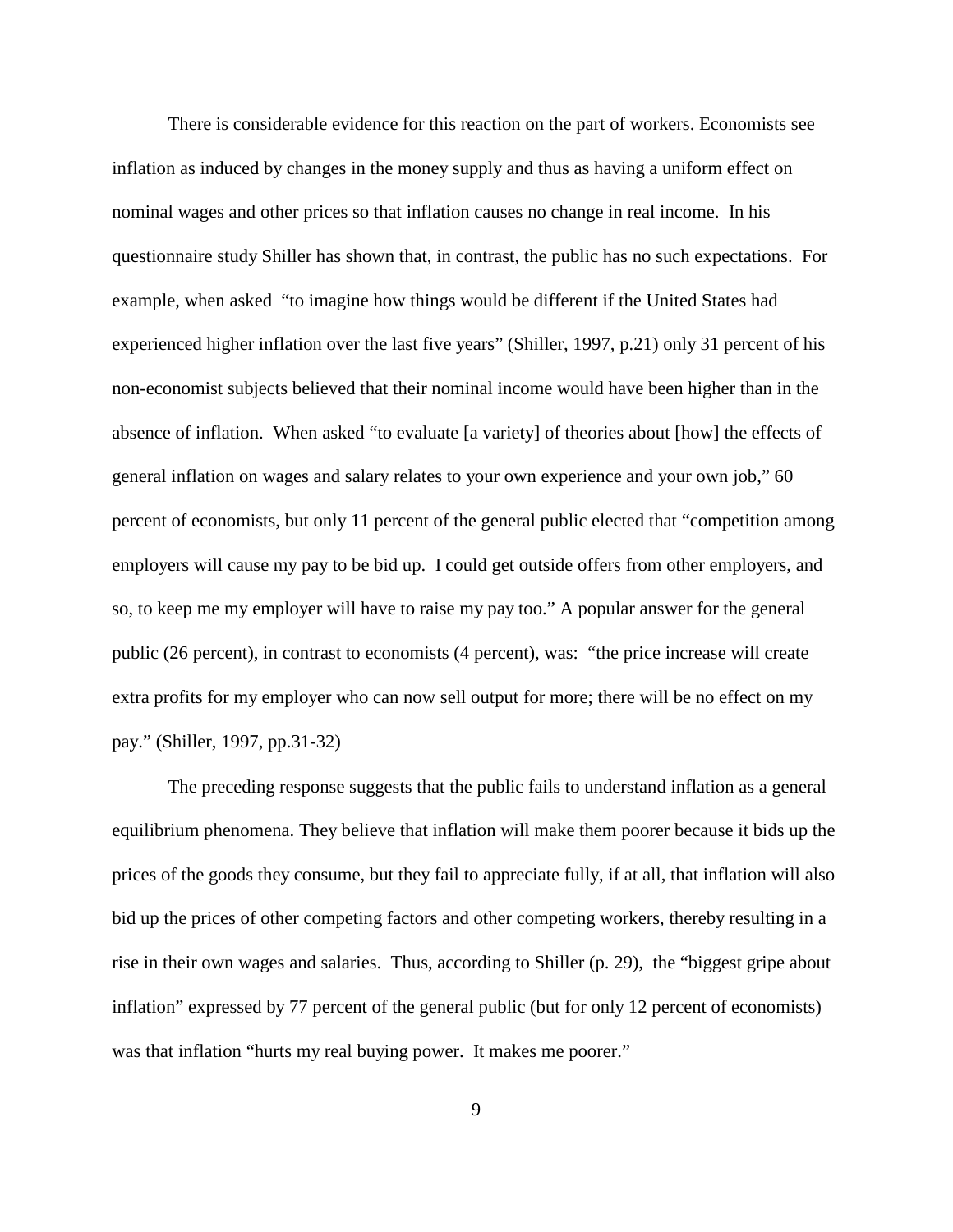There is considerable evidence for this reaction on the part of workers. Economists see inflation as induced by changes in the money supply and thus as having a uniform effect on nominal wages and other prices so that inflation causes no change in real income. In his questionnaire study Shiller has shown that, in contrast, the public has no such expectations. For example, when asked "to imagine how things would be different if the United States had experienced higher inflation over the last five years" (Shiller, 1997, p.21) only 31 percent of his non-economist subjects believed that their nominal income would have been higher than in the absence of inflation. When asked "to evaluate [a variety] of theories about [how] the effects of general inflation on wages and salary relates to your own experience and your own job," 60 percent of economists, but only 11 percent of the general public elected that "competition among employers will cause my pay to be bid up. I could get outside offers from other employers, and so, to keep me my employer will have to raise my pay too." A popular answer for the general public (26 percent), in contrast to economists (4 percent), was: "the price increase will create extra profits for my employer who can now sell output for more; there will be no effect on my pay." (Shiller, 1997, pp.31-32)

The preceding response suggests that the public fails to understand inflation as a general equilibrium phenomena. They believe that inflation will make them poorer because it bids up the prices of the goods they consume, but they fail to appreciate fully, if at all, that inflation will also bid up the prices of other competing factors and other competing workers, thereby resulting in a rise in their own wages and salaries. Thus, according to Shiller (p. 29), the "biggest gripe about inflation" expressed by 77 percent of the general public (but for only 12 percent of economists) was that inflation "hurts my real buying power. It makes me poorer."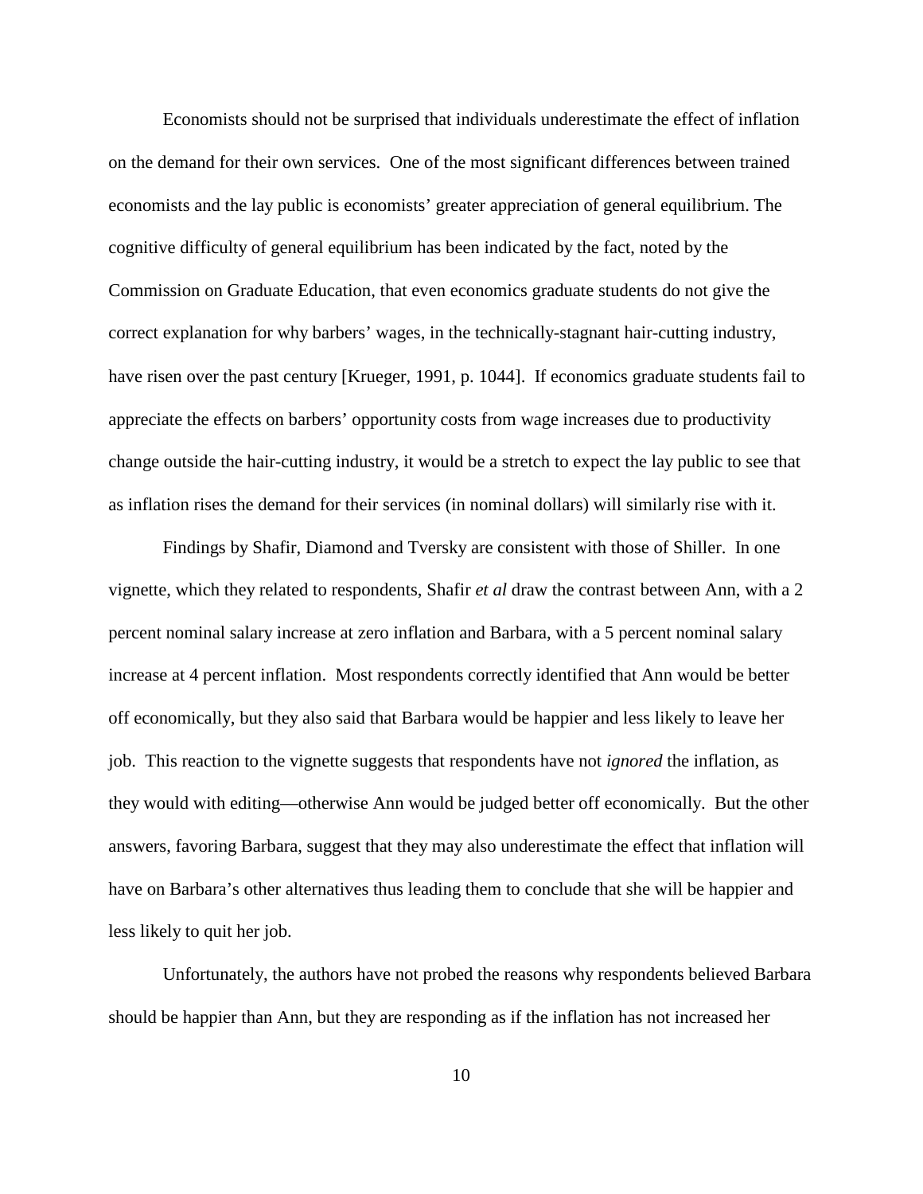Economists should not be surprised that individuals underestimate the effect of inflation on the demand for their own services. One of the most significant differences between trained economists and the lay public is economists' greater appreciation of general equilibrium. The cognitive difficulty of general equilibrium has been indicated by the fact, noted by the Commission on Graduate Education, that even economics graduate students do not give the correct explanation for why barbers' wages, in the technically-stagnant hair-cutting industry, have risen over the past century [Krueger, 1991, p. 1044]. If economics graduate students fail to appreciate the effects on barbers' opportunity costs from wage increases due to productivity change outside the hair-cutting industry, it would be a stretch to expect the lay public to see that as inflation rises the demand for their services (in nominal dollars) will similarly rise with it.

Findings by Shafir, Diamond and Tversky are consistent with those of Shiller. In one vignette, which they related to respondents, Shafir *et al* draw the contrast between Ann, with a 2 percent nominal salary increase at zero inflation and Barbara, with a 5 percent nominal salary increase at 4 percent inflation. Most respondents correctly identified that Ann would be better off economically, but they also said that Barbara would be happier and less likely to leave her job. This reaction to the vignette suggests that respondents have not *ignored* the inflation, as they would with editing—otherwise Ann would be judged better off economically. But the other answers, favoring Barbara, suggest that they may also underestimate the effect that inflation will have on Barbara's other alternatives thus leading them to conclude that she will be happier and less likely to quit her job.

Unfortunately, the authors have not probed the reasons why respondents believed Barbara should be happier than Ann, but they are responding as if the inflation has not increased her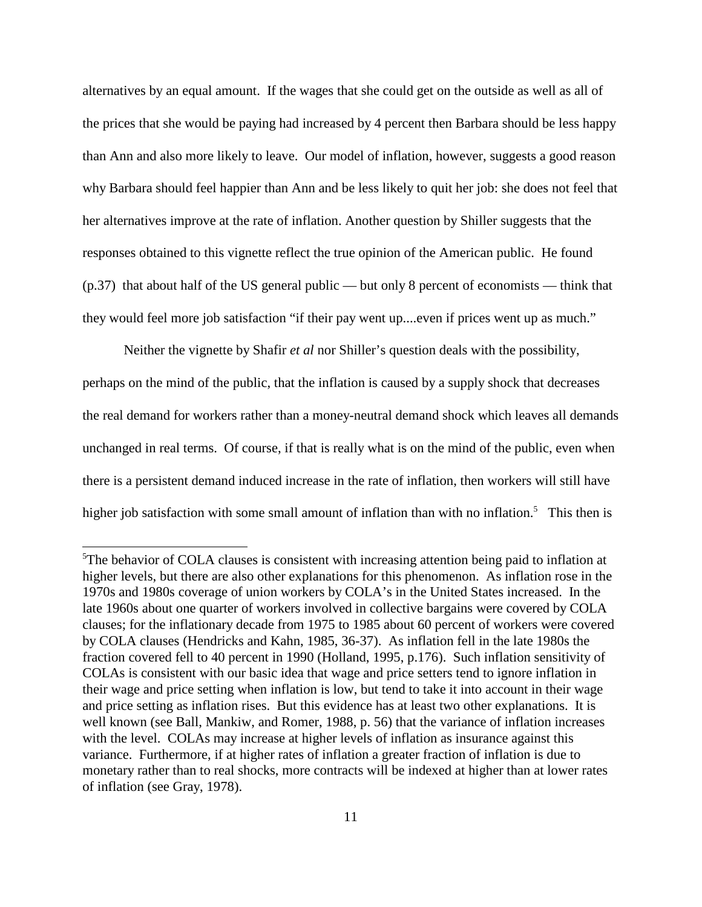alternatives by an equal amount. If the wages that she could get on the outside as well as all of the prices that she would be paying had increased by 4 percent then Barbara should be less happy than Ann and also more likely to leave. Our model of inflation, however, suggests a good reason why Barbara should feel happier than Ann and be less likely to quit her job: she does not feel that her alternatives improve at the rate of inflation. Another question by Shiller suggests that the responses obtained to this vignette reflect the true opinion of the American public. He found (p.37) that about half of the US general public — but only 8 percent of economists — think that they would feel more job satisfaction "if their pay went up....even if prices went up as much."

Neither the vignette by Shafir *et al* nor Shiller's question deals with the possibility, perhaps on the mind of the public, that the inflation is caused by a supply shock that decreases the real demand for workers rather than a money-neutral demand shock which leaves all demands unchanged in real terms. Of course, if that is really what is on the mind of the public, even when there is a persistent demand induced increase in the rate of inflation, then workers will still have higher job satisfaction with some small amount of inflation than with no inflation.[5] This then is

[5]The behavior of COLA clauses is consistent with increasing attention being paid to inflation at higher levels, but there are also other explanations for this phenomenon. As inflation rose in the 1970s and 1980s coverage of union workers by COLA's in the United States increased. In the late 1960s about one quarter of workers involved in collective bargains were covered by COLA clauses; for the inflationary decade from 1975 to 1985 about 60 percent of workers were covered by COLA clauses (Hendricks and Kahn, 1985, 36-37). As inflation fell in the late 1980s the fraction covered fell to 40 percent in 1990 (Holland, 1995, p.176). Such inflation sensitivity of COLAs is consistent with our basic idea that wage and price setters tend to ignore inflation in their wage and price setting when inflation is low, but tend to take it into account in their wage and price setting as inflation rises. But this evidence has at least two other explanations. It is well known (see Ball, Mankiw, and Romer, 1988, p. 56) that the variance of inflation increases with the level. COLAs may increase at higher levels of inflation as insurance against this variance. Furthermore, if at higher rates of inflation a greater fraction of inflation is due to monetary rather than to real shocks, more contracts will be indexed at higher than at lower rates of inflation (see Gray, 1978).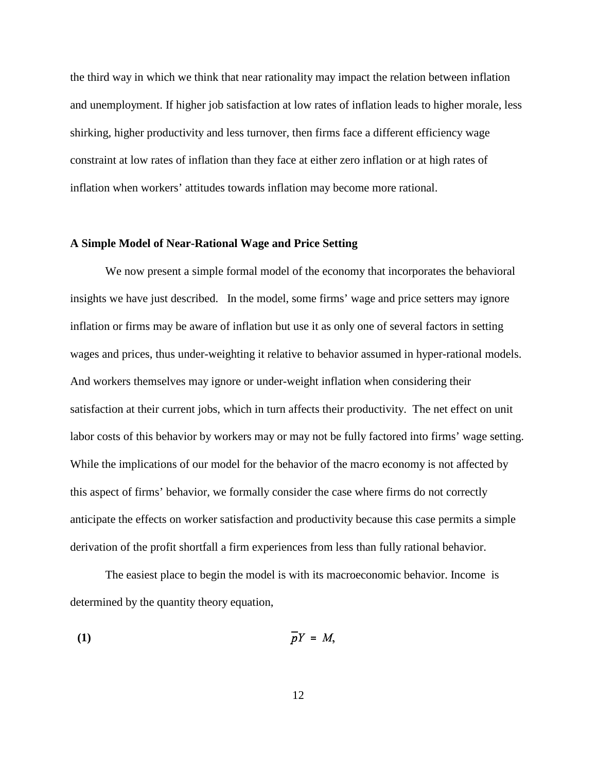the third way in which we think that near rationality may impact the relation between inflation and unemployment. If higher job satisfaction at low rates of inflation leads to higher morale, less shirking, higher productivity and less turnover, then firms face a different efficiency wage constraint at low rates of inflation than they face at either zero inflation or at high rates of inflation when workers' attitudes towards inflation may become more rational.

### A Simple Model of Near-Rational Wage and Price Setting

We now present a simple formal model of the economy that incorporates the behavioral insights we have just described. In the model, some firms' wage and price setters may ignore inflation or firms may be aware of inflation but use it as only one of several factors in setting wages and prices, thus under-weighting it relative to behavior assumed in hyper-rational models. And workers themselves may ignore or under-weight inflation when considering their satisfaction at their current jobs, which in turn affects their productivity. The net effect on unit labor costs of this behavior by workers may or may not be fully factored into firms' wage setting. While the implications of our model for the behavior of the macro economy is not affected by this aspect of firms' behavior, we formally consider the case where firms do not correctly anticipate the effects on worker satisfaction and productivity because this case permits a simple derivation of the profit shortfall a firm experiences from less than fully rational behavior.

The easiest place to begin the model is with its macroeconomic behavior. Income is determined by the quantity theory equation,

**(1)**
$$\bar{p}Y = M,$$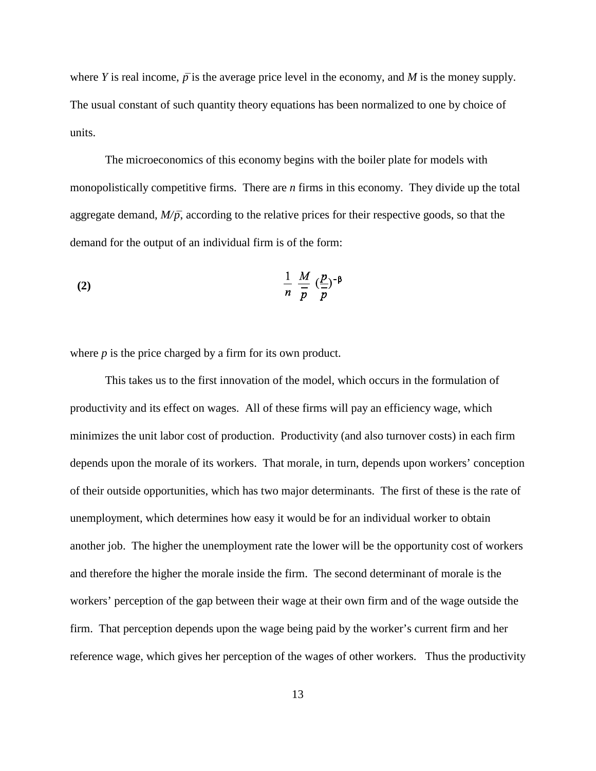where $Y$ is real income, $\bar{p}$ is the average price level in the economy, and $M$ is the money supply. The usual constant of such quantity theory equations has been normalized to one by choice of units.

The microeconomics of this economy begins with the boiler plate for models with monopolistically competitive firms. There are $n$ firms in this economy. They divide up the total aggregate demand, $M/\bar{p}$, according to the relative prices for their respective goods, so that the demand for the output of an individual firm is of the form:

$$\frac{1}{n}\,\frac{M}{\bar{p}}\,\left(\frac{p}{\bar{p}}\right)^{-\beta} \tag{2}$$

where $p$ is the price charged by a firm for its own product.

This takes us to the first innovation of the model, which occurs in the formulation of productivity and its effect on wages. All of these firms will pay an efficiency wage, which minimizes the unit labor cost of production. Productivity (and also turnover costs) in each firm depends upon the morale of its workers. That morale, in turn, depends upon workers' conception of their outside opportunities, which has two major determinants. The first of these is the rate of unemployment, which determines how easy it would be for an individual worker to obtain another job. The higher the unemployment rate the lower will be the opportunity cost of workers and therefore the higher the morale inside the firm. The second determinant of morale is the workers' perception of the gap between their wage at their own firm and of the wage outside the firm. That perception depends upon the wage being paid by the worker's current firm and her reference wage, which gives her perception of the wages of other workers. Thus the productivity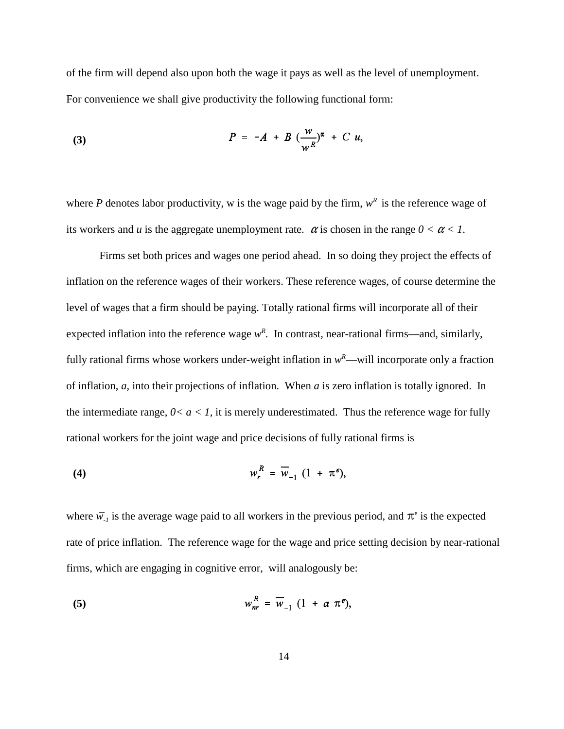of the firm will depend also upon both the wage it pays as well as the level of unemployment. For convenience we shall give productivity the following functional form:

$$P = -A + B \left(\frac{w}{w^R}\right)^{\alpha} + C\, u, \tag{3}$$

where $P$ denotes labor productivity, w is the wage paid by the firm, $w^R$ is the reference wage of its workers and $u$ is the aggregate unemployment rate. $\alpha$ is chosen in the range $0 < \alpha < 1$.

Firms set both prices and wages one period ahead. In so doing they project the effects of inflation on the reference wages of their workers. These reference wages, of course determine the level of wages that a firm should be paying. Totally rational firms will incorporate all of their expected inflation into the reference wage $w^R$. In contrast, near-rational firms—and, similarly, fully rational firms whose workers under-weight inflation in $w^R$—will incorporate only a fraction of inflation, $a$, into their projections of inflation. When $a$ is zero inflation is totally ignored. In the intermediate range, $0 < a < 1$, it is merely underestimated. Thus the reference wage for fully rational workers for the joint wage and price decisions of fully rational firms is

$$w_r^R = \overline{w}_{-1}\ (1 + \pi^e), \tag{4}$$

where $\overline{w}_{-1}$ is the average wage paid to all workers in the previous period, and $\pi^e$ is the expected rate of price inflation. The reference wage for the wage and price setting decision by near-rational firms, which are engaging in cognitive error, will analogously be:

$$w_{nr}^R = \overline{w}_{-1}\ (1 + a\ \pi^e), \tag{5}$$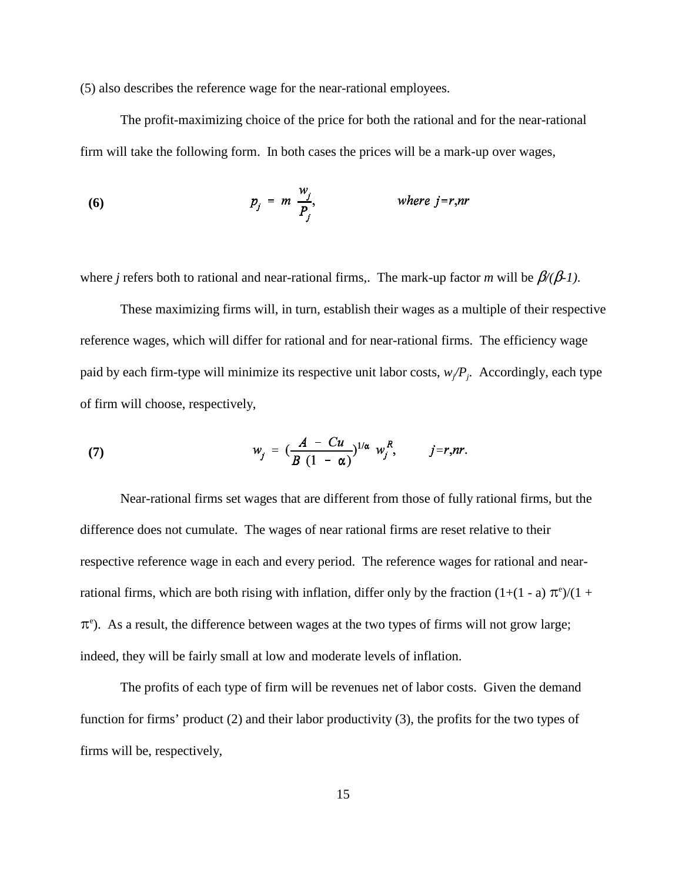(5) also describes the reference wage for the near-rational employees.

The profit-maximizing choice of the price for both the rational and for the near-rational firm will take the following form. In both cases the prices will be a mark-up over wages,

$$p_j = m \frac{w_j}{P_j}, \qquad where\ j=r,nr \tag{6}$$

where $j$ refers both to rational and near-rational firms,. The mark-up factor $m$ will be $\beta/(\beta-1)$.

These maximizing firms will, in turn, establish their wages as a multiple of their respective reference wages, which will differ for rational and for near-rational firms. The efficiency wage paid by each firm-type will minimize its respective unit labor costs, $w_j/P_j$. Accordingly, each type of firm will choose, respectively,

$$w_j = \left(\frac{A - Cu}{B\,(1 - \alpha)}\right)^{1/\alpha} w_j^R, \qquad j=r,nr. \tag{7}$$

Near-rational firms set wages that are different from those of fully rational firms, but the difference does not cumulate. The wages of near rational firms are reset relative to their respective reference wage in each and every period. The reference wages for rational and near-rational firms, which are both rising with inflation, differ only by the fraction $(1+(1 - a)\,\pi^e)/(1 + \pi^e)$. As a result, the difference between wages at the two types of firms will not grow large; indeed, they will be fairly small at low and moderate levels of inflation.

The profits of each type of firm will be revenues net of labor costs. Given the demand function for firms' product (2) and their labor productivity (3), the profits for the two types of firms will be, respectively,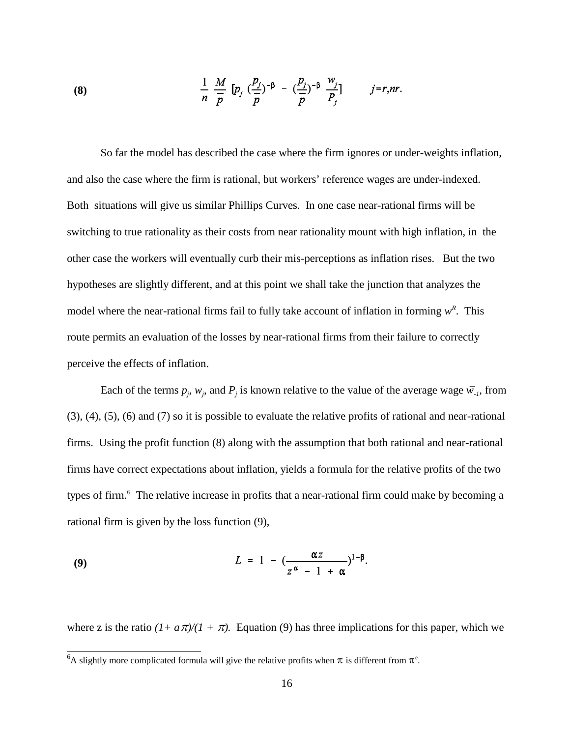$$\textbf{(8)} \qquad \frac{1}{n}\,\frac{M}{\bar{p}}\,[p_j\,(\frac{p_j}{\bar{p}})^{-\beta} - (\frac{p_j}{\bar{p}})^{-\beta}\,\frac{w_j}{P_j}] \qquad j=r,nr.$$

So far the model has described the case where the firm ignores or under-weights inflation, and also the case where the firm is rational, but workers' reference wages are under-indexed. Both situations will give us similar Phillips Curves. In one case near-rational firms will be switching to true rationality as their costs from near rationality mount with high inflation, in the other case the workers will eventually curb their mis-perceptions as inflation rises. But the two hypotheses are slightly different, and at this point we shall take the junction that analyzes the model where the near-rational firms fail to fully take account of inflation in forming $w^R$. This route permits an evaluation of the losses by near-rational firms from their failure to correctly perceive the effects of inflation.

Each of the terms $p_j$, $w_j$, and $P_j$ is known relative to the value of the average wage $\bar{w}_{-1}$, from (3), (4), (5), (6) and (7) so it is possible to evaluate the relative profits of rational and near-rational firms. Using the profit function (8) along with the assumption that both rational and near-rational firms have correct expectations about inflation, yields a formula for the relative profits of the two types of firm.[6] The relative increase in profits that a near-rational firm could make by becoming a rational firm is given by the loss function (9),

$$\textbf{(9)} \qquad L = 1 - (\frac{\alpha z}{z^{\alpha} - 1 + \alpha})^{1-\beta}.$$

where z is the ratio $(1+a\pi)/(1+\pi)$. Equation (9) has three implications for this paper, which we

[6]A slightly more complicated formula will give the relative profits when $\pi$ is different from $\pi^e$.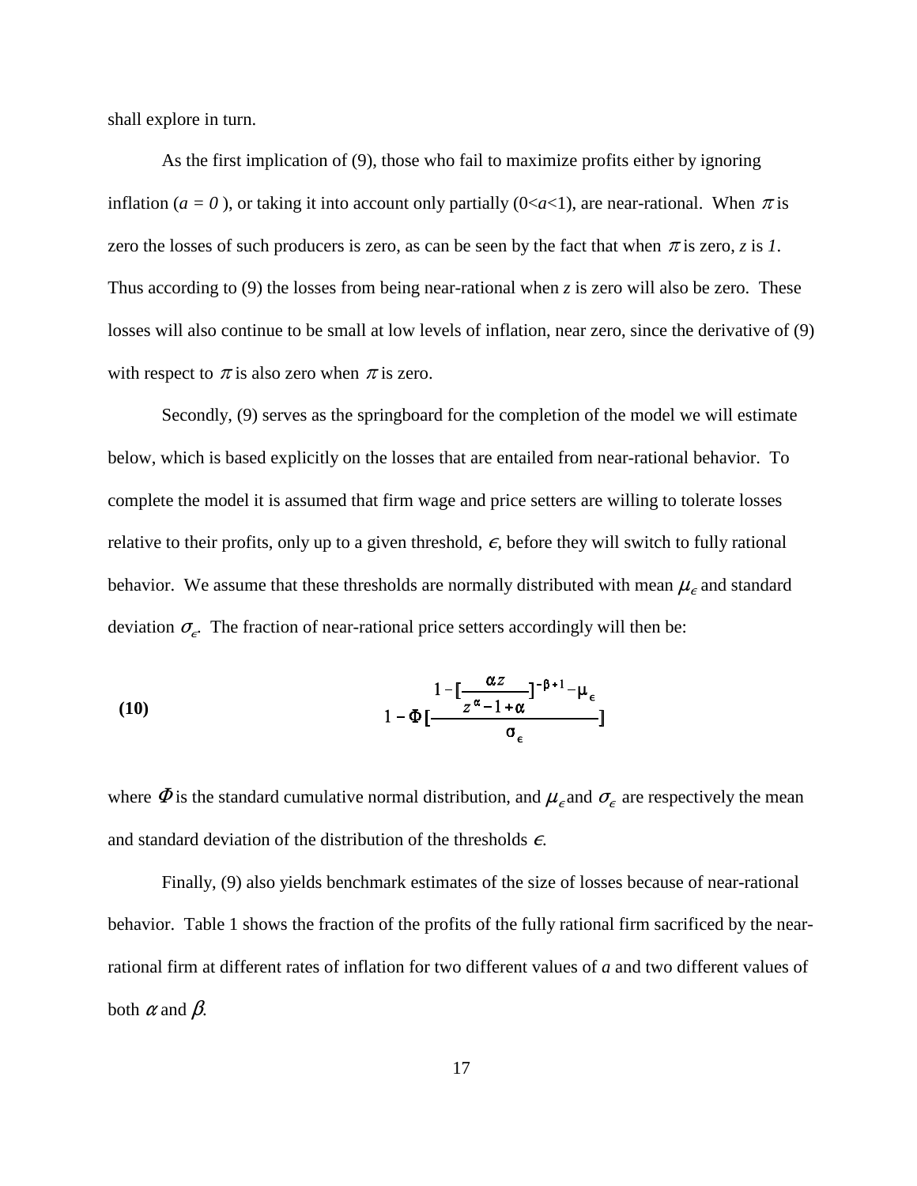shall explore in turn.

As the first implication of (9), those who fail to maximize profits either by ignoring inflation ($a = 0$ ), or taking it into account only partially ($0<a<1$), are near-rational. When $\pi$ is zero the losses of such producers is zero, as can be seen by the fact that when $\pi$ is zero, $z$ is $1$. Thus according to (9) the losses from being near-rational when $z$ is zero will also be zero. These losses will also continue to be small at low levels of inflation, near zero, since the derivative of (9) with respect to $\pi$ is also zero when $\pi$ is zero.

Secondly, (9) serves as the springboard for the completion of the model we will estimate below, which is based explicitly on the losses that are entailed from near-rational behavior. To complete the model it is assumed that firm wage and price setters are willing to tolerate losses relative to their profits, only up to a given threshold, $\epsilon$, before they will switch to fully rational behavior. We assume that these thresholds are normally distributed with mean $\mu_\epsilon$ and standard deviation $\sigma_\epsilon$. The fraction of near-rational price setters accordingly will then be:

**(10)**
$$1 - \Phi\left[\frac{1 - \left[\frac{\alpha z}{z^{\alpha} - 1 + \alpha}\right]^{-\beta+1} - \mu_\epsilon}{\sigma_\epsilon}\right]$$

where $\Phi$ is the standard cumulative normal distribution, and $\mu_\epsilon$ and $\sigma_\epsilon$ are respectively the mean and standard deviation of the distribution of the thresholds $\epsilon$.

Finally, (9) also yields benchmark estimates of the size of losses because of near-rational behavior. Table 1 shows the fraction of the profits of the fully rational firm sacrificed by the near-rational firm at different rates of inflation for two different values of $a$ and two different values of both $\alpha$ and $\beta$.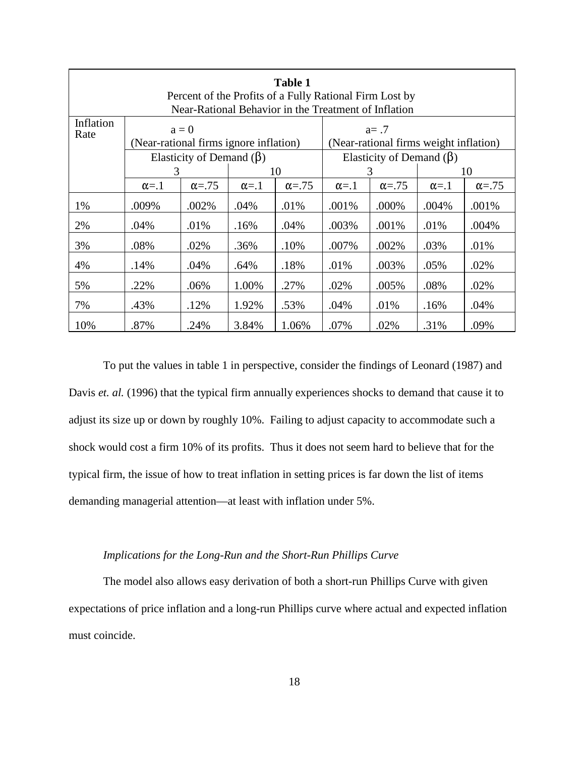**Table 1**
Percent of the Profits of a Fully Rational Firm Lost by
Near-Rational Behavior in the Treatment of Inflation

| Inflation Rate | a = 0 (Near-rational firms ignore inflation) | | | | a= .7 (Near-rational firms weight inflation) | | | |
|---|---|---|---|---|---|---|---|---|
| | Elasticity of Demand (β) | | | | Elasticity of Demand (β) | | | |
| | 3 | | 10 | | 3 | | 10 | |
| | α=.1 | α=.75 | α=.1 | α=.75 | α=.1 | α=.75 | α=.1 | α=.75 |
| 1% | .009% | .002% | .04% | .01% | .001% | .000% | .004% | .001% |
| 2% | .04% | .01% | .16% | .04% | .003% | .001% | .01% | .004% |
| 3% | .08% | .02% | .36% | .10% | .007% | .002% | .03% | .01% |
| 4% | .14% | .04% | .64% | .18% | .01% | .003% | .05% | .02% |
| 5% | .22% | .06% | 1.00% | .27% | .02% | .005% | .08% | .02% |
| 7% | .43% | .12% | 1.92% | .53% | .04% | .01% | .16% | .04% |
| 10% | .87% | .24% | 3.84% | 1.06% | .07% | .02% | .31% | .09% |

To put the values in table 1 in perspective, consider the findings of Leonard (1987) and Davis *et. al.* (1996) that the typical firm annually experiences shocks to demand that cause it to adjust its size up or down by roughly 10%. Failing to adjust capacity to accommodate such a shock would cost a firm 10% of its profits. Thus it does not seem hard to believe that for the typical firm, the issue of how to treat inflation in setting prices is far down the list of items demanding managerial attention—at least with inflation under 5%.

*Implications for the Long-Run and the Short-Run Phillips Curve*

The model also allows easy derivation of both a short-run Phillips Curve with given expectations of price inflation and a long-run Phillips curve where actual and expected inflation must coincide.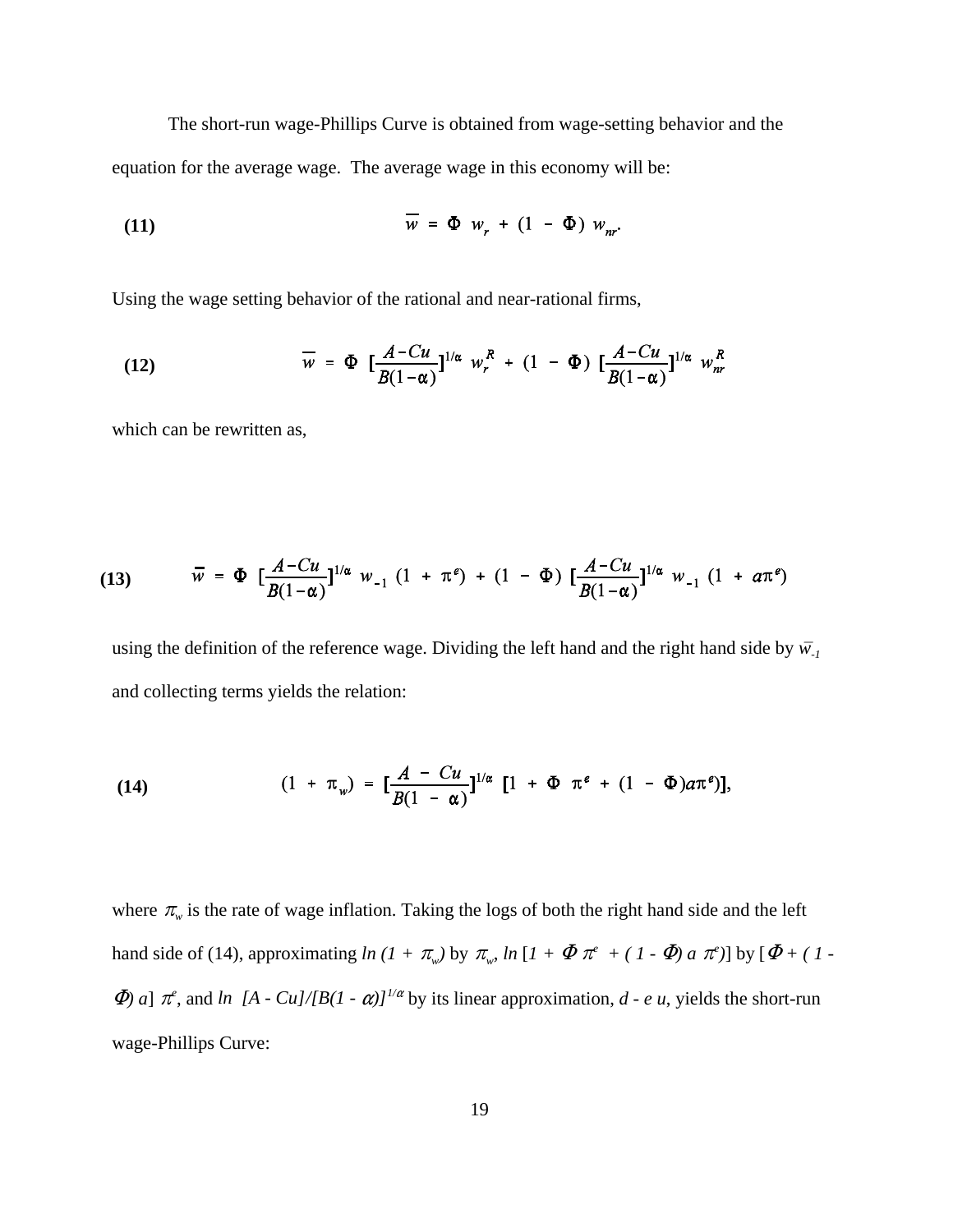The short-run wage-Phillips Curve is obtained from wage-setting behavior and the equation for the average wage. The average wage in this economy will be:

$$\overline{w} = \Phi \; w_r + (1 - \Phi) \; w_{nr}. \tag{11}$$

Using the wage setting behavior of the rational and near-rational firms,

$$\overline{w} = \Phi \; [\frac{A-Cu}{B(1-\alpha)}]^{1/\alpha} \; w_r^R + (1 - \Phi) \; [\frac{A-Cu}{B(1-\alpha)}]^{1/\alpha} \; w_{nr}^R \tag{12}$$

which can be rewritten as,

$$\overline{w} = \Phi \; [\frac{A-Cu}{B(1-\alpha)}]^{1/\alpha} \; w_{-1} \; (1 + \pi^e) + (1 - \Phi) \; [\frac{A-Cu}{B(1-\alpha)}]^{1/\alpha} \; w_{-1} \; (1 + a\pi^e) \tag{13}$$

using the definition of the reference wage. Dividing the left hand and the right hand side by $\bar{w}_{-1}$ and collecting terms yields the relation:

$$(1 + \pi_w) = [\frac{A - Cu}{B(1 - \alpha)}]^{1/\alpha} \; [1 + \Phi \; \pi^e + (1 - \Phi)a\pi^e)], \tag{14}$$

where $\pi_w$ is the rate of wage inflation. Taking the logs of both the right hand side and the left hand side of (14), approximating $ln\,(1 + \pi_w)$ by $\pi_w$, $ln\,[1 + \Phi\,\pi^e + (1 - \Phi)\,a\,\pi^e)]$ by $[\Phi + (1 - \Phi)\,a]\;\pi^e$, and $ln\;[A - Cu]/[B(1 - \alpha)]^{1/\alpha}$ by its linear approximation, $d - e\,u$, yields the short-run wage-Phillips Curve: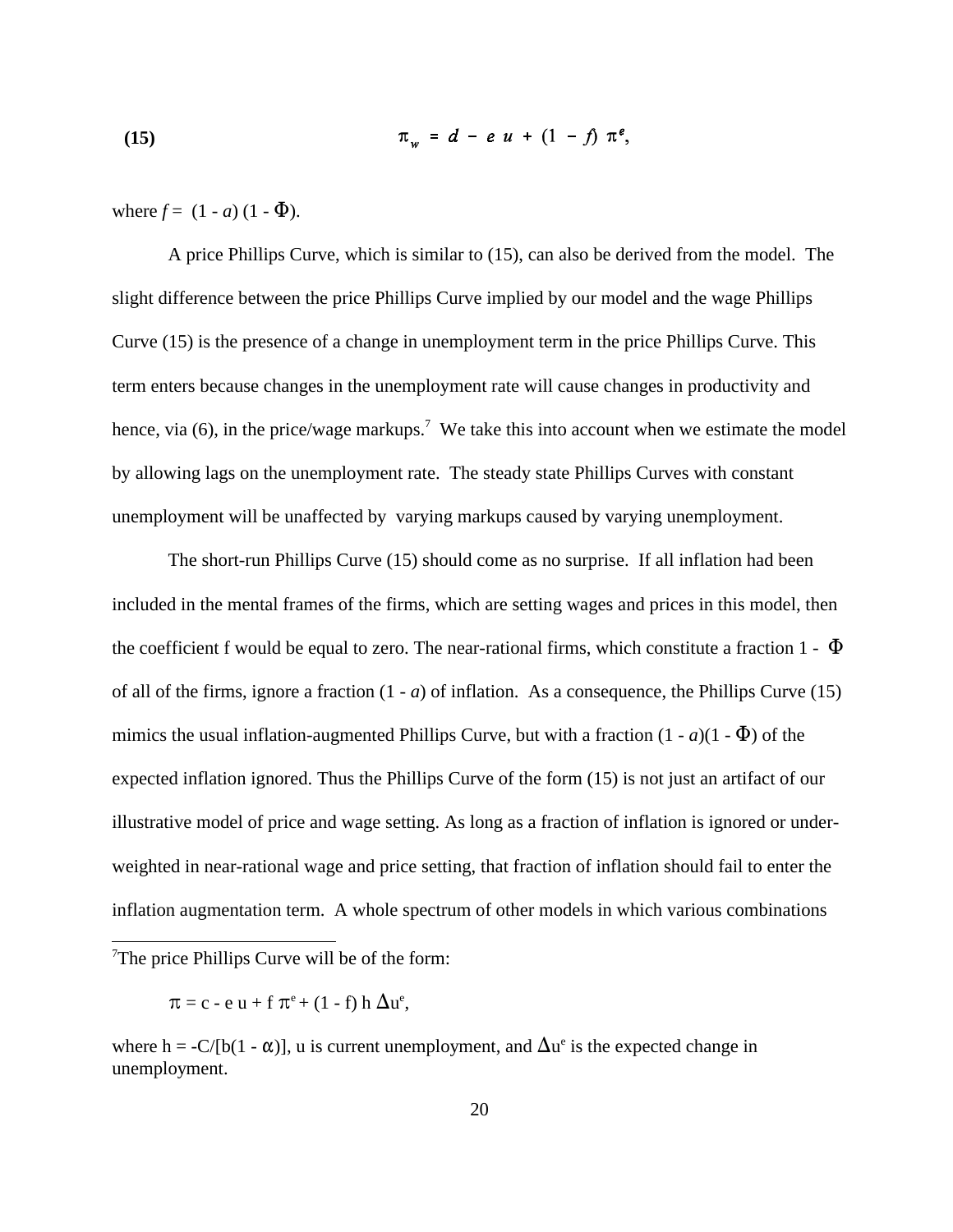$$\pi_w = d - e\,u + (1 - f)\,\pi^e, \tag{15}$$

where $f = (1 - a)(1 - \Phi)$.

A price Phillips Curve, which is similar to (15), can also be derived from the model. The slight difference between the price Phillips Curve implied by our model and the wage Phillips Curve (15) is the presence of a change in unemployment term in the price Phillips Curve. This term enters because changes in the unemployment rate will cause changes in productivity and hence, via (6), in the price/wage markups.[7] We take this into account when we estimate the model by allowing lags on the unemployment rate. The steady state Phillips Curves with constant unemployment will be unaffected by varying markups caused by varying unemployment.

The short-run Phillips Curve (15) should come as no surprise. If all inflation had been included in the mental frames of the firms, which are setting wages and prices in this model, then the coefficient f would be equal to zero. The near-rational firms, which constitute a fraction $1 - \Phi$ of all of the firms, ignore a fraction $(1 - a)$ of inflation. As a consequence, the Phillips Curve (15) mimics the usual inflation-augmented Phillips Curve, but with a fraction $(1 - a)(1 - \Phi)$ of the expected inflation ignored. Thus the Phillips Curve of the form (15) is not just an artifact of our illustrative model of price and wage setting. As long as a fraction of inflation is ignored or under-weighted in near-rational wage and price setting, that fraction of inflation should fail to enter the inflation augmentation term. A whole spectrum of other models in which various combinations

---

[7]The price Phillips Curve will be of the form:

$$\pi = c - e\,u + f\,\pi^e + (1 - f)\,h\,\Delta u^e,$$

where $h = -C/[b(1 - \alpha)]$, u is current unemployment, and $\Delta u^e$ is the expected change in unemployment.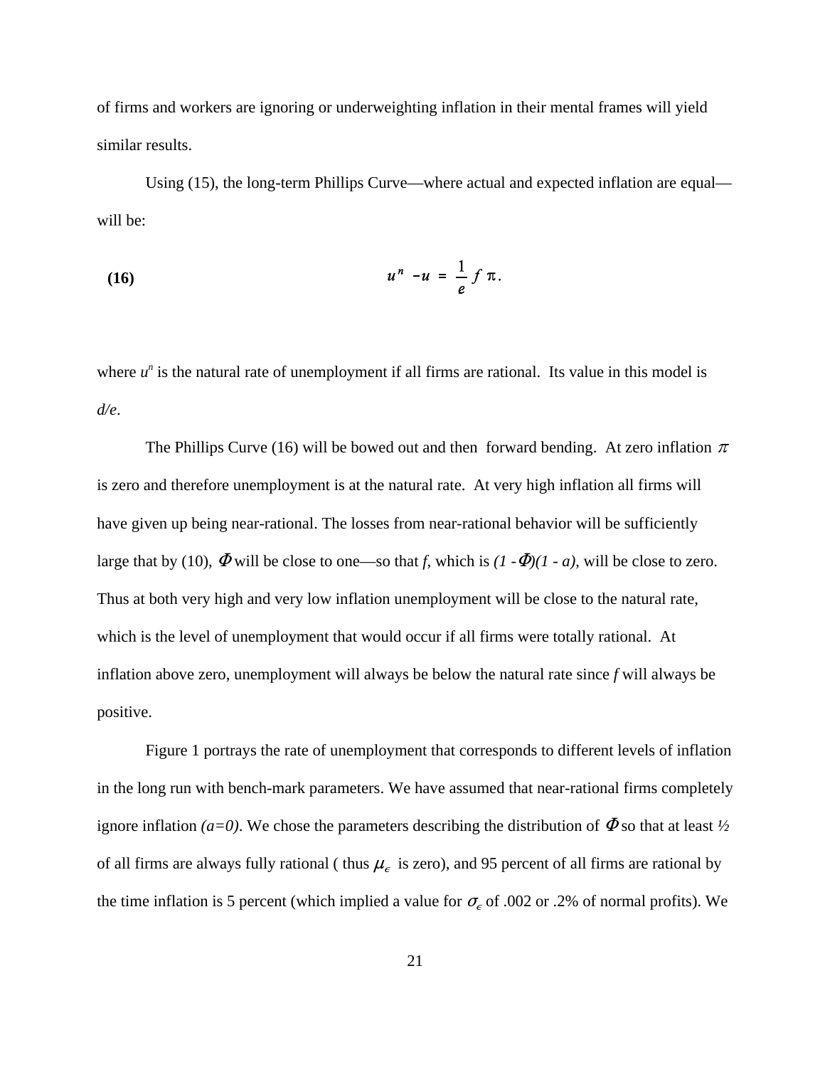of firms and workers are ignoring or underweighting inflation in their mental frames will yield similar results.

Using (15), the long-term Phillips Curve—where actual and expected inflation are equal—will be:

$$u^n - u = \frac{1}{e} f \pi. \tag{16}$$

where $u^n$ is the natural rate of unemployment if all firms are rational. Its value in this model is $d/e$.

The Phillips Curve (16) will be bowed out and then forward bending. At zero inflation $\pi$ is zero and therefore unemployment is at the natural rate. At very high inflation all firms will have given up being near-rational. The losses from near-rational behavior will be sufficiently large that by (10), $\Phi$ will be close to one—so that $f$, which is $(1 - \Phi)(1 - a)$, will be close to zero. Thus at both very high and very low inflation unemployment will be close to the natural rate, which is the level of unemployment that would occur if all firms were totally rational. At inflation above zero, unemployment will always be below the natural rate since $f$ will always be positive.

Figure 1 portrays the rate of unemployment that corresponds to different levels of inflation in the long run with bench-mark parameters. We have assumed that near-rational firms completely ignore inflation *($a=0$)*. We chose the parameters describing the distribution of $\Phi$ so that at least ½ of all firms are always fully rational ( thus $\mu_\epsilon$ is zero), and 95 percent of all firms are rational by the time inflation is 5 percent (which implied a value for $\sigma_\epsilon$ of .002 or .2% of normal profits). We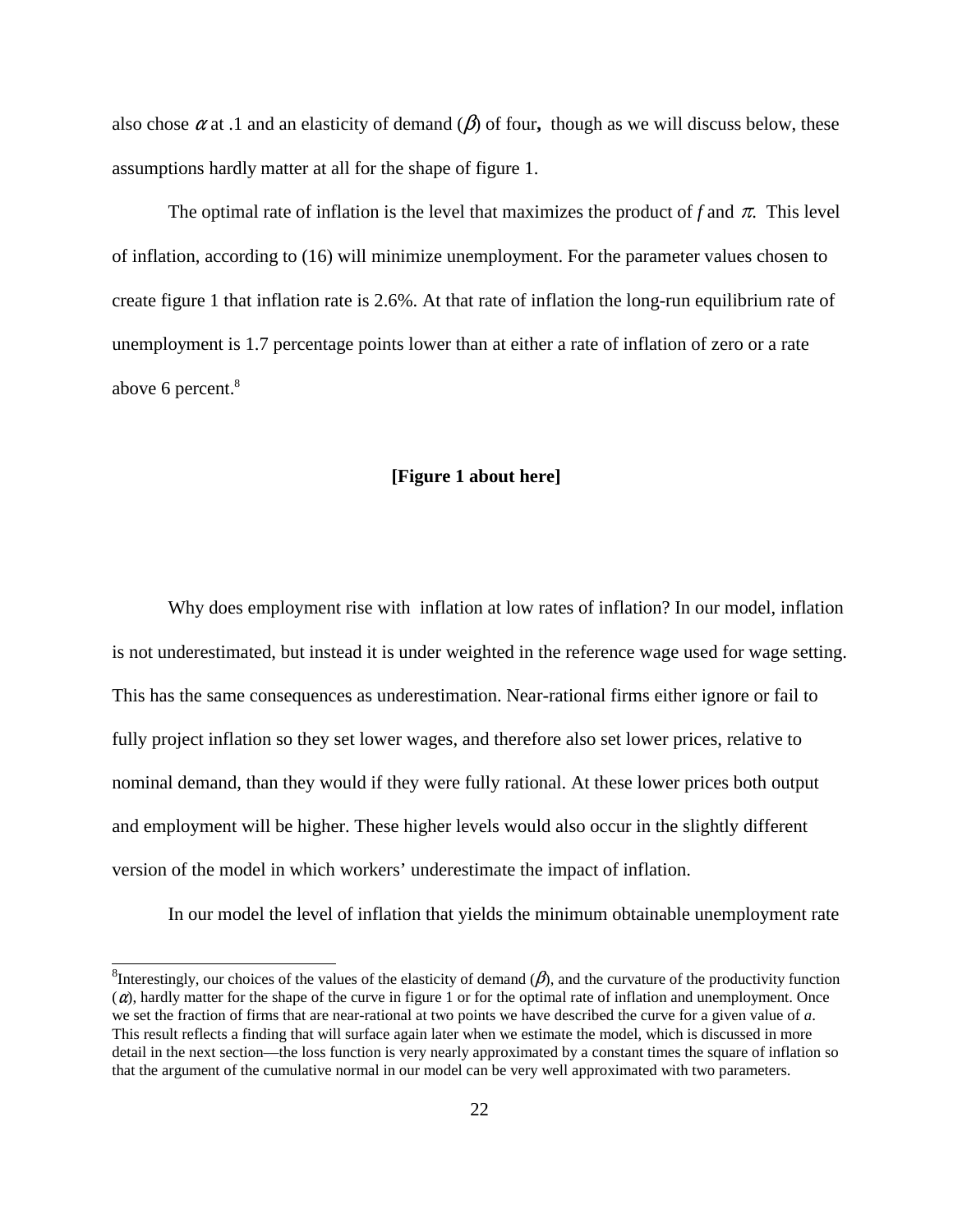also chose $\alpha$ at .1 and an elasticity of demand ($\beta$) of four**,** though as we will discuss below, these assumptions hardly matter at all for the shape of figure 1.

The optimal rate of inflation is the level that maximizes the product of $f$ and $\pi$. This level of inflation, according to (16) will minimize unemployment. For the parameter values chosen to create figure 1 that inflation rate is 2.6%. At that rate of inflation the long-run equilibrium rate of unemployment is 1.7 percentage points lower than at either a rate of inflation of zero or a rate above 6 percent.[8]

**[Figure 1 about here]**

Why does employment rise with inflation at low rates of inflation? In our model, inflation is not underestimated, but instead it is under weighted in the reference wage used for wage setting. This has the same consequences as underestimation. Near-rational firms either ignore or fail to fully project inflation so they set lower wages, and therefore also set lower prices, relative to nominal demand, than they would if they were fully rational. At these lower prices both output and employment will be higher. These higher levels would also occur in the slightly different version of the model in which workers' underestimate the impact of inflation.

In our model the level of inflation that yields the minimum obtainable unemployment rate

[8] Interestingly, our choices of the values of the elasticity of demand ($\beta$), and the curvature of the productivity function ($\alpha$), hardly matter for the shape of the curve in figure 1 or for the optimal rate of inflation and unemployment. Once we set the fraction of firms that are near-rational at two points we have described the curve for a given value of $a$. This result reflects a finding that will surface again later when we estimate the model, which is discussed in more detail in the next section—the loss function is very nearly approximated by a constant times the square of inflation so that the argument of the cumulative normal in our model can be very well approximated with two parameters.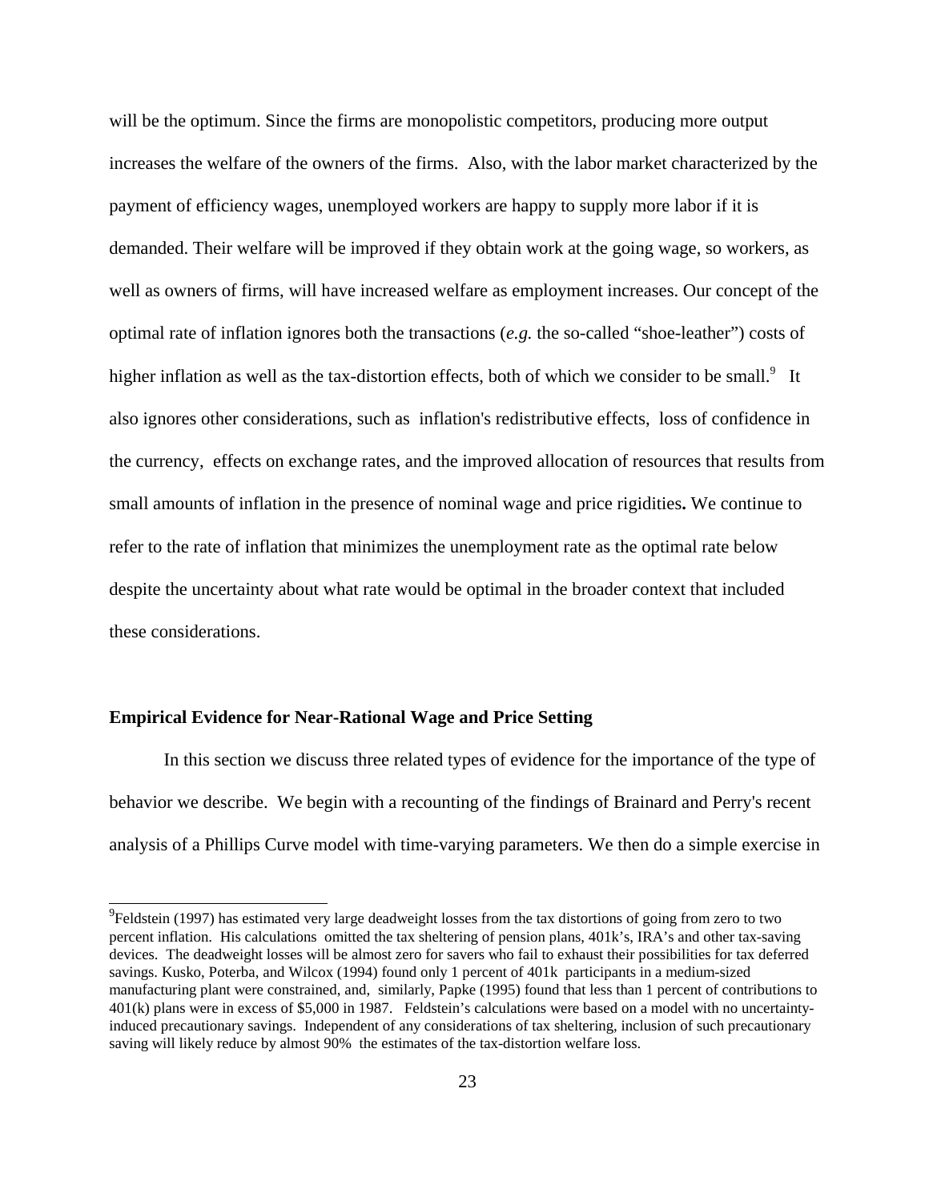will be the optimum. Since the firms are monopolistic competitors, producing more output increases the welfare of the owners of the firms. Also, with the labor market characterized by the payment of efficiency wages, unemployed workers are happy to supply more labor if it is demanded. Their welfare will be improved if they obtain work at the going wage, so workers, as well as owners of firms, will have increased welfare as employment increases. Our concept of the optimal rate of inflation ignores both the transactions (*e.g.* the so-called "shoe-leather") costs of higher inflation as well as the tax-distortion effects, both of which we consider to be small.[9] It also ignores other considerations, such as inflation's redistributive effects, loss of confidence in the currency, effects on exchange rates, and the improved allocation of resources that results from small amounts of inflation in the presence of nominal wage and price rigidities**.** We continue to refer to the rate of inflation that minimizes the unemployment rate as the optimal rate below despite the uncertainty about what rate would be optimal in the broader context that included these considerations.

## Empirical Evidence for Near-Rational Wage and Price Setting

In this section we discuss three related types of evidence for the importance of the type of behavior we describe. We begin with a recounting of the findings of Brainard and Perry's recent analysis of a Phillips Curve model with time-varying parameters. We then do a simple exercise in

[9]Feldstein (1997) has estimated very large deadweight losses from the tax distortions of going from zero to two percent inflation. His calculations omitted the tax sheltering of pension plans, 401k's, IRA's and other tax-saving devices. The deadweight losses will be almost zero for savers who fail to exhaust their possibilities for tax deferred savings. Kusko, Poterba, and Wilcox (1994) found only 1 percent of 401k participants in a medium-sized manufacturing plant were constrained, and, similarly, Papke (1995) found that less than 1 percent of contributions to 401(k) plans were in excess of \$5,000 in 1987. Feldstein's calculations were based on a model with no uncertainty-induced precautionary savings. Independent of any considerations of tax sheltering, inclusion of such precautionary saving will likely reduce by almost 90% the estimates of the tax-distortion welfare loss.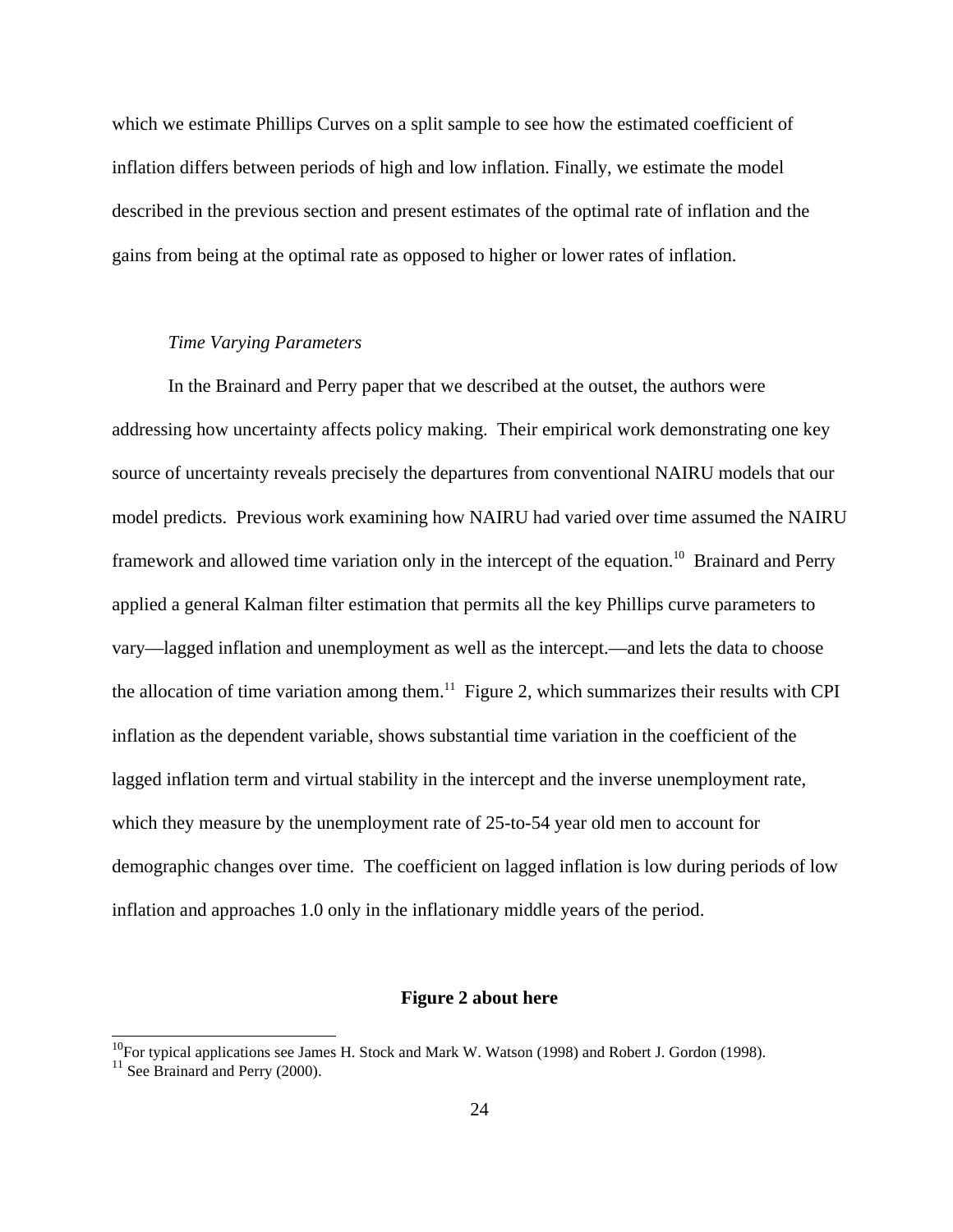which we estimate Phillips Curves on a split sample to see how the estimated coefficient of inflation differs between periods of high and low inflation. Finally, we estimate the model described in the previous section and present estimates of the optimal rate of inflation and the gains from being at the optimal rate as opposed to higher or lower rates of inflation.

*Time Varying Parameters*

In the Brainard and Perry paper that we described at the outset, the authors were addressing how uncertainty affects policy making. Their empirical work demonstrating one key source of uncertainty reveals precisely the departures from conventional NAIRU models that our model predicts. Previous work examining how NAIRU had varied over time assumed the NAIRU framework and allowed time variation only in the intercept of the equation.[10] Brainard and Perry applied a general Kalman filter estimation that permits all the key Phillips curve parameters to vary—lagged inflation and unemployment as well as the intercept.—and lets the data to choose the allocation of time variation among them.[11] Figure 2, which summarizes their results with CPI inflation as the dependent variable, shows substantial time variation in the coefficient of the lagged inflation term and virtual stability in the intercept and the inverse unemployment rate, which they measure by the unemployment rate of 25-to-54 year old men to account for demographic changes over time. The coefficient on lagged inflation is low during periods of low inflation and approaches 1.0 only in the inflationary middle years of the period.

**Figure 2 about here**

[10] For typical applications see James H. Stock and Mark W. Watson (1998) and Robert J. Gordon (1998).

[11] See Brainard and Perry (2000).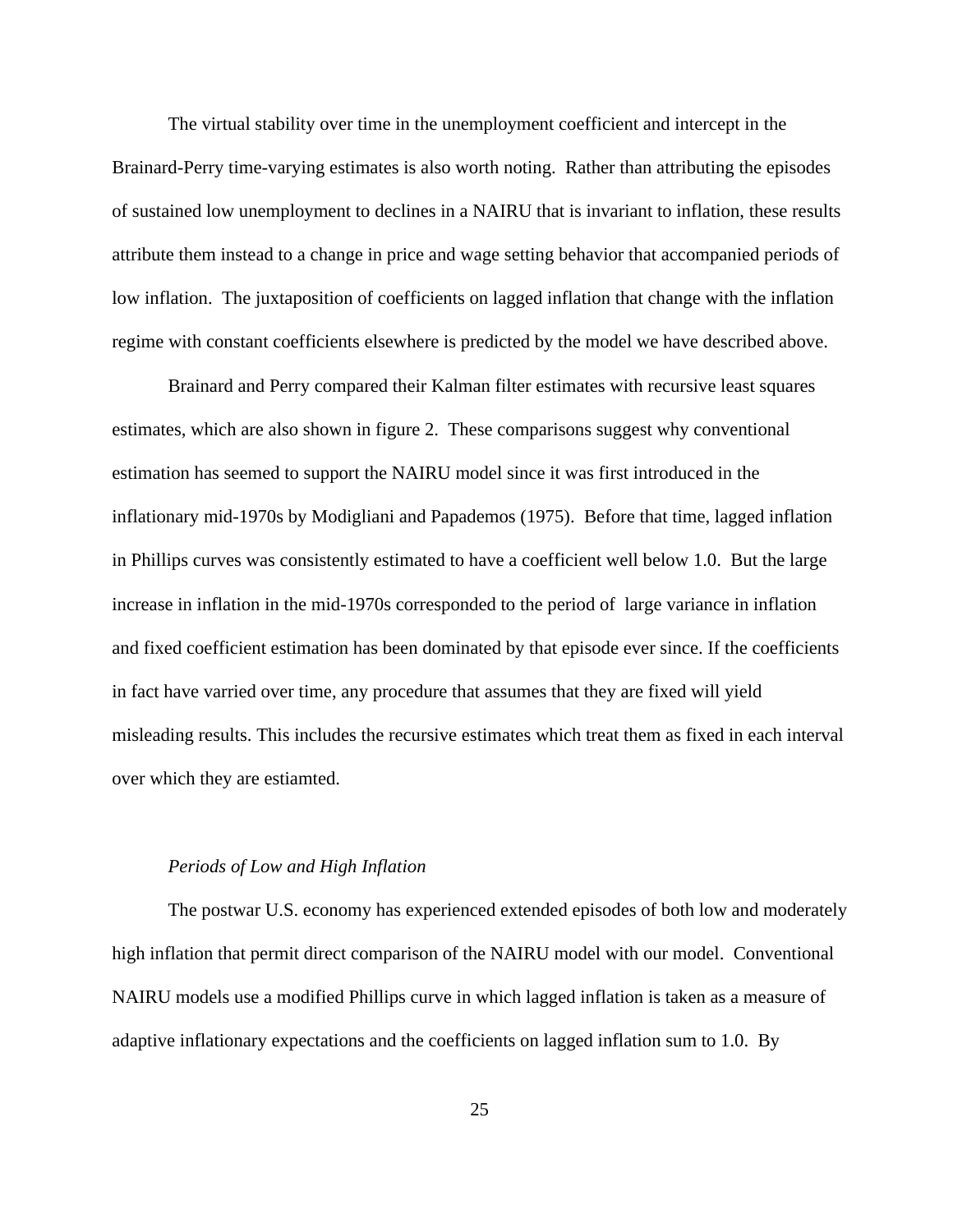The virtual stability over time in the unemployment coefficient and intercept in the Brainard-Perry time-varying estimates is also worth noting. Rather than attributing the episodes of sustained low unemployment to declines in a NAIRU that is invariant to inflation, these results attribute them instead to a change in price and wage setting behavior that accompanied periods of low inflation. The juxtaposition of coefficients on lagged inflation that change with the inflation regime with constant coefficients elsewhere is predicted by the model we have described above.

Brainard and Perry compared their Kalman filter estimates with recursive least squares estimates, which are also shown in figure 2. These comparisons suggest why conventional estimation has seemed to support the NAIRU model since it was first introduced in the inflationary mid-1970s by Modigliani and Papademos (1975). Before that time, lagged inflation in Phillips curves was consistently estimated to have a coefficient well below 1.0. But the large increase in inflation in the mid-1970s corresponded to the period of large variance in inflation and fixed coefficient estimation has been dominated by that episode ever since. If the coefficients in fact have varried over time, any procedure that assumes that they are fixed will yield misleading results. This includes the recursive estimates which treat them as fixed in each interval over which they are estiamted.

*Periods of Low and High Inflation*

The postwar U.S. economy has experienced extended episodes of both low and moderately high inflation that permit direct comparison of the NAIRU model with our model. Conventional NAIRU models use a modified Phillips curve in which lagged inflation is taken as a measure of adaptive inflationary expectations and the coefficients on lagged inflation sum to 1.0. By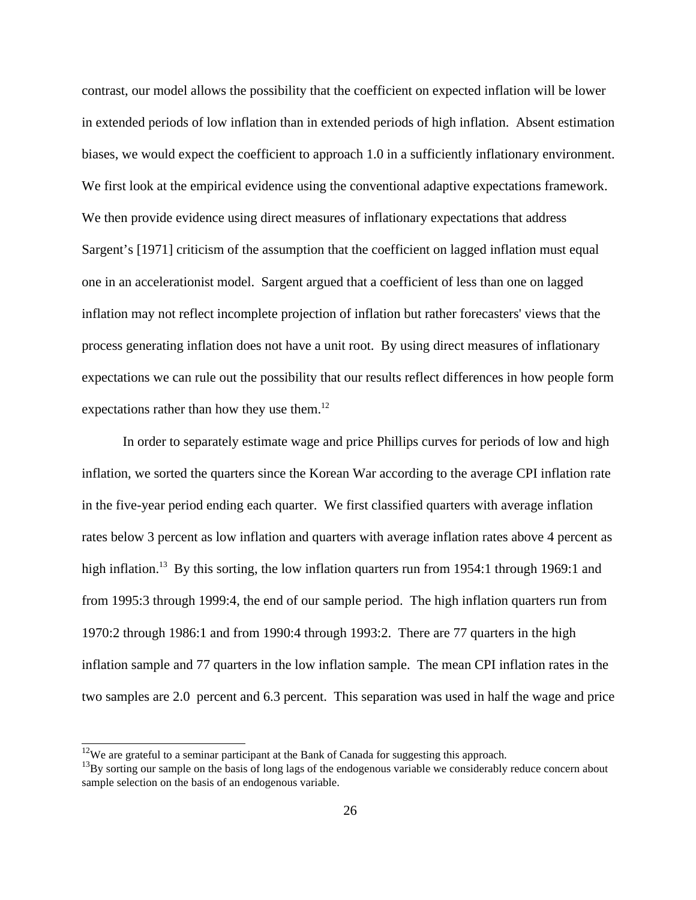contrast, our model allows the possibility that the coefficient on expected inflation will be lower in extended periods of low inflation than in extended periods of high inflation. Absent estimation biases, we would expect the coefficient to approach 1.0 in a sufficiently inflationary environment. We first look at the empirical evidence using the conventional adaptive expectations framework. We then provide evidence using direct measures of inflationary expectations that address Sargent's [1971] criticism of the assumption that the coefficient on lagged inflation must equal one in an accelerationist model. Sargent argued that a coefficient of less than one on lagged inflation may not reflect incomplete projection of inflation but rather forecasters' views that the process generating inflation does not have a unit root. By using direct measures of inflationary expectations we can rule out the possibility that our results reflect differences in how people form expectations rather than how they use them.[12]

In order to separately estimate wage and price Phillips curves for periods of low and high inflation, we sorted the quarters since the Korean War according to the average CPI inflation rate in the five-year period ending each quarter. We first classified quarters with average inflation rates below 3 percent as low inflation and quarters with average inflation rates above 4 percent as high inflation.[13] By this sorting, the low inflation quarters run from 1954:1 through 1969:1 and from 1995:3 through 1999:4, the end of our sample period. The high inflation quarters run from 1970:2 through 1986:1 and from 1990:4 through 1993:2. There are 77 quarters in the high inflation sample and 77 quarters in the low inflation sample. The mean CPI inflation rates in the two samples are 2.0 percent and 6.3 percent. This separation was used in half the wage and price

[12] We are grateful to a seminar participant at the Bank of Canada for suggesting this approach.

[13] By sorting our sample on the basis of long lags of the endogenous variable we considerably reduce concern about sample selection on the basis of an endogenous variable.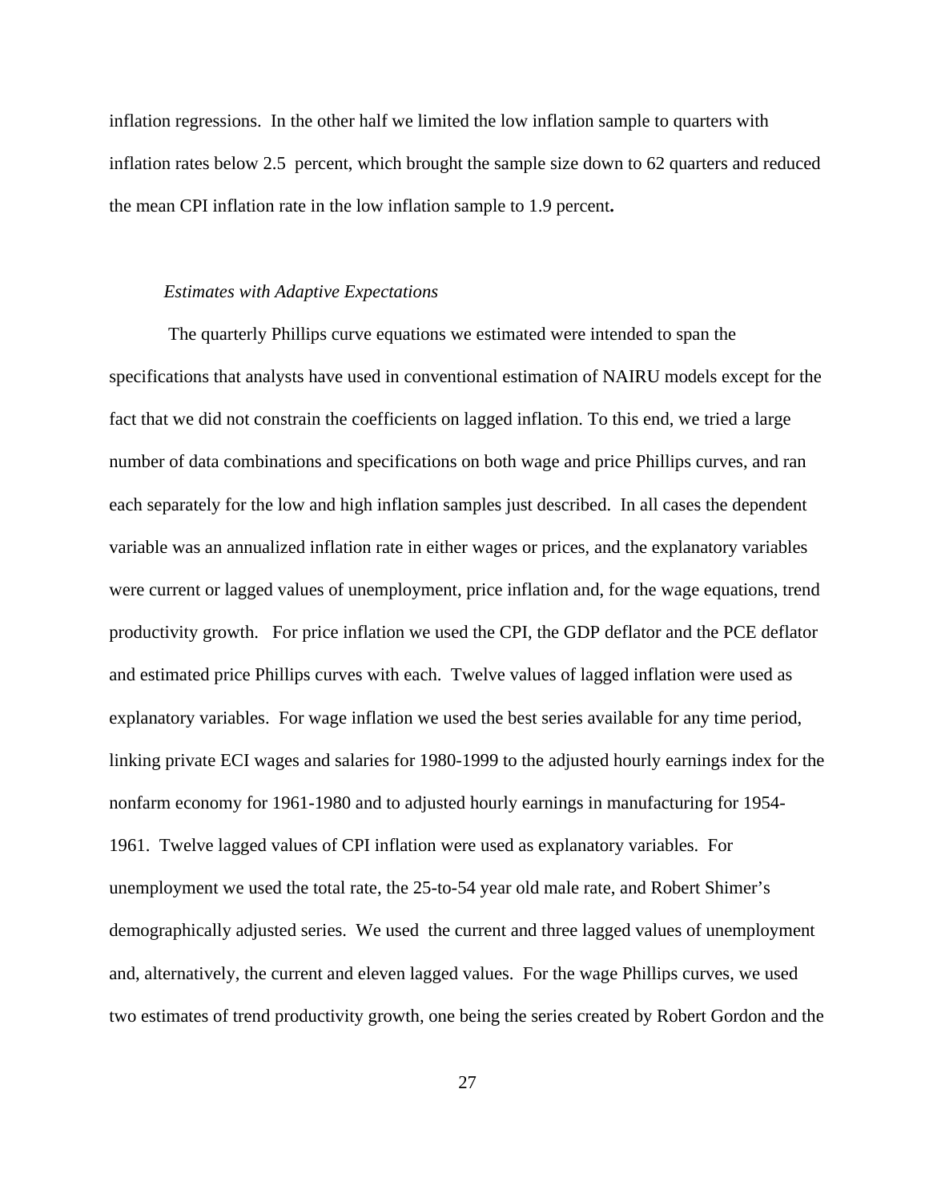inflation regressions. In the other half we limited the low inflation sample to quarters with inflation rates below 2.5 percent, which brought the sample size down to 62 quarters and reduced the mean CPI inflation rate in the low inflation sample to 1.9 percent**.**

*Estimates with Adaptive Expectations*

The quarterly Phillips curve equations we estimated were intended to span the specifications that analysts have used in conventional estimation of NAIRU models except for the fact that we did not constrain the coefficients on lagged inflation. To this end, we tried a large number of data combinations and specifications on both wage and price Phillips curves, and ran each separately for the low and high inflation samples just described. In all cases the dependent variable was an annualized inflation rate in either wages or prices, and the explanatory variables were current or lagged values of unemployment, price inflation and, for the wage equations, trend productivity growth. For price inflation we used the CPI, the GDP deflator and the PCE deflator and estimated price Phillips curves with each. Twelve values of lagged inflation were used as explanatory variables. For wage inflation we used the best series available for any time period, linking private ECI wages and salaries for 1980-1999 to the adjusted hourly earnings index for the nonfarm economy for 1961-1980 and to adjusted hourly earnings in manufacturing for 1954-1961. Twelve lagged values of CPI inflation were used as explanatory variables. For unemployment we used the total rate, the 25-to-54 year old male rate, and Robert Shimer's demographically adjusted series. We used the current and three lagged values of unemployment and, alternatively, the current and eleven lagged values. For the wage Phillips curves, we used two estimates of trend productivity growth, one being the series created by Robert Gordon and the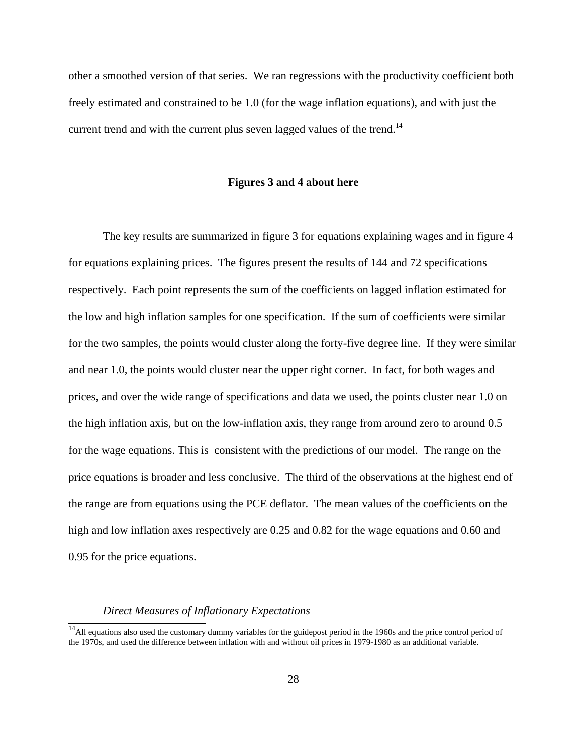other a smoothed version of that series. We ran regressions with the productivity coefficient both freely estimated and constrained to be 1.0 (for the wage inflation equations), and with just the current trend and with the current plus seven lagged values of the trend.[14]

**Figures 3 and 4 about here**

The key results are summarized in figure 3 for equations explaining wages and in figure 4 for equations explaining prices. The figures present the results of 144 and 72 specifications respectively. Each point represents the sum of the coefficients on lagged inflation estimated for the low and high inflation samples for one specification. If the sum of coefficients were similar for the two samples, the points would cluster along the forty-five degree line. If they were similar and near 1.0, the points would cluster near the upper right corner. In fact, for both wages and prices, and over the wide range of specifications and data we used, the points cluster near 1.0 on the high inflation axis, but on the low-inflation axis, they range from around zero to around 0.5 for the wage equations. This is consistent with the predictions of our model. The range on the price equations is broader and less conclusive. The third of the observations at the highest end of the range are from equations using the PCE deflator. The mean values of the coefficients on the high and low inflation axes respectively are 0.25 and 0.82 for the wage equations and 0.60 and 0.95 for the price equations.

*Direct Measures of Inflationary Expectations*

[14]All equations also used the customary dummy variables for the guidepost period in the 1960s and the price control period of the 1970s, and used the difference between inflation with and without oil prices in 1979-1980 as an additional variable.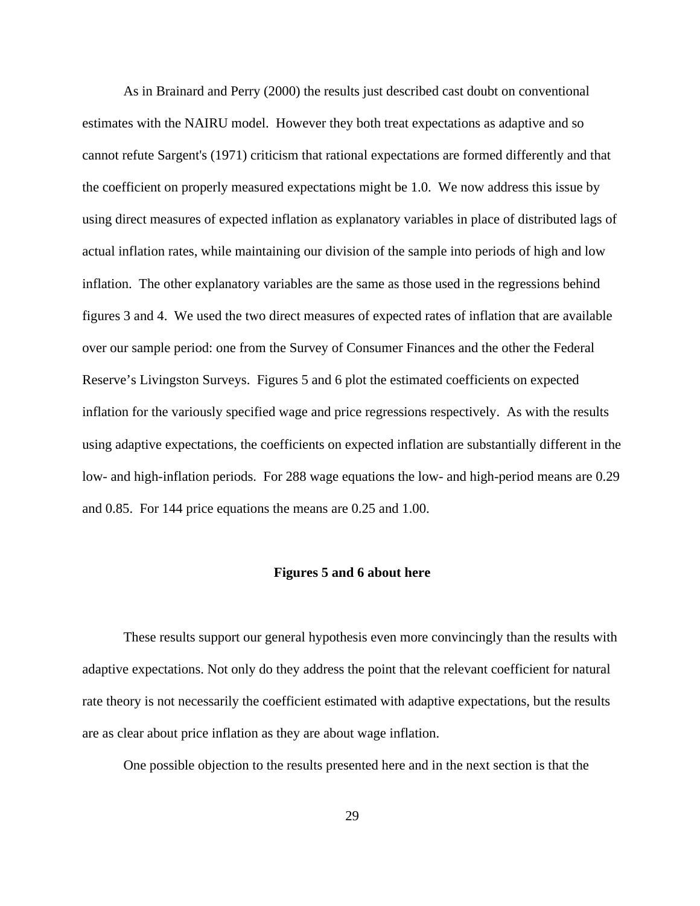As in Brainard and Perry (2000) the results just described cast doubt on conventional estimates with the NAIRU model. However they both treat expectations as adaptive and so cannot refute Sargent's (1971) criticism that rational expectations are formed differently and that the coefficient on properly measured expectations might be 1.0. We now address this issue by using direct measures of expected inflation as explanatory variables in place of distributed lags of actual inflation rates, while maintaining our division of the sample into periods of high and low inflation. The other explanatory variables are the same as those used in the regressions behind figures 3 and 4. We used the two direct measures of expected rates of inflation that are available over our sample period: one from the Survey of Consumer Finances and the other the Federal Reserve's Livingston Surveys. Figures 5 and 6 plot the estimated coefficients on expected inflation for the variously specified wage and price regressions respectively. As with the results using adaptive expectations, the coefficients on expected inflation are substantially different in the low- and high-inflation periods. For 288 wage equations the low- and high-period means are 0.29 and 0.85. For 144 price equations the means are 0.25 and 1.00.

**Figures 5 and 6 about here**

These results support our general hypothesis even more convincingly than the results with adaptive expectations. Not only do they address the point that the relevant coefficient for natural rate theory is not necessarily the coefficient estimated with adaptive expectations, but the results are as clear about price inflation as they are about wage inflation.

One possible objection to the results presented here and in the next section is that the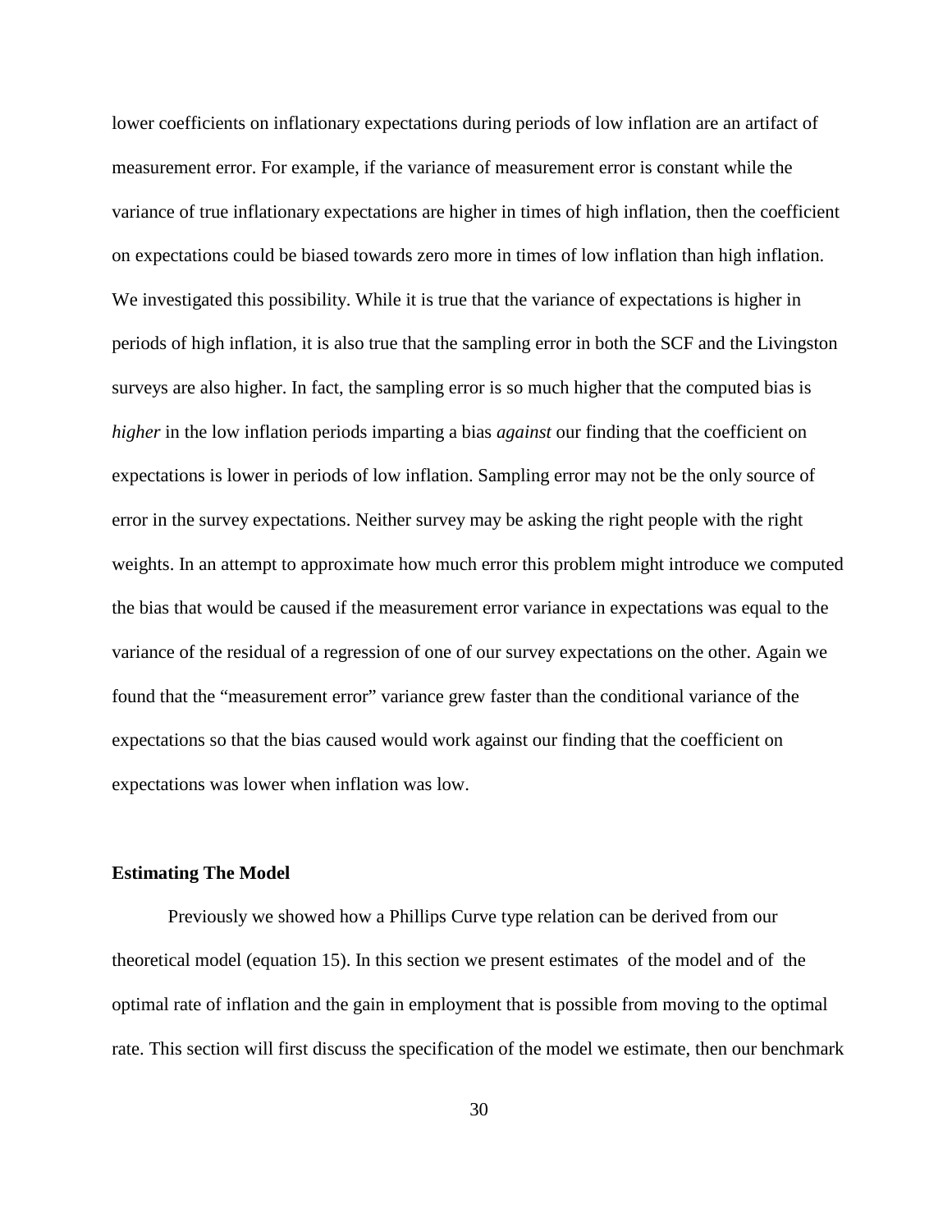lower coefficients on inflationary expectations during periods of low inflation are an artifact of measurement error. For example, if the variance of measurement error is constant while the variance of true inflationary expectations are higher in times of high inflation, then the coefficient on expectations could be biased towards zero more in times of low inflation than high inflation. We investigated this possibility. While it is true that the variance of expectations is higher in periods of high inflation, it is also true that the sampling error in both the SCF and the Livingston surveys are also higher. In fact, the sampling error is so much higher that the computed bias is *higher* in the low inflation periods imparting a bias *against* our finding that the coefficient on expectations is lower in periods of low inflation. Sampling error may not be the only source of error in the survey expectations. Neither survey may be asking the right people with the right weights. In an attempt to approximate how much error this problem might introduce we computed the bias that would be caused if the measurement error variance in expectations was equal to the variance of the residual of a regression of one of our survey expectations on the other. Again we found that the "measurement error" variance grew faster than the conditional variance of the expectations so that the bias caused would work against our finding that the coefficient on expectations was lower when inflation was low.

**Estimating The Model**

Previously we showed how a Phillips Curve type relation can be derived from our theoretical model (equation 15). In this section we present estimates of the model and of the optimal rate of inflation and the gain in employment that is possible from moving to the optimal rate. This section will first discuss the specification of the model we estimate, then our benchmark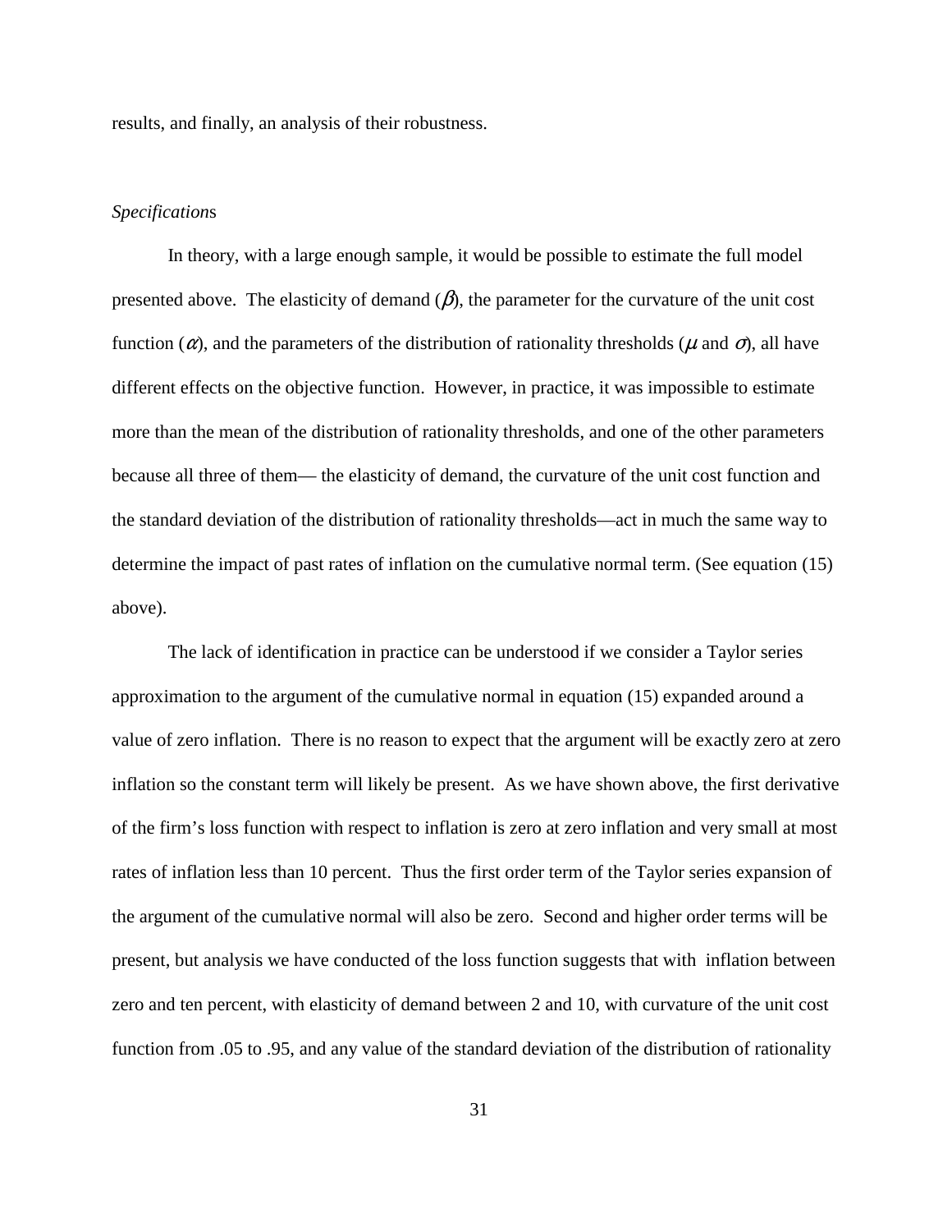results, and finally, an analysis of their robustness.

*Specifications*

In theory, with a large enough sample, it would be possible to estimate the full model presented above. The elasticity of demand ($\beta$), the parameter for the curvature of the unit cost function ($\alpha$), and the parameters of the distribution of rationality thresholds ($\mu$ and $\sigma$), all have different effects on the objective function. However, in practice, it was impossible to estimate more than the mean of the distribution of rationality thresholds, and one of the other parameters because all three of them— the elasticity of demand, the curvature of the unit cost function and the standard deviation of the distribution of rationality thresholds—act in much the same way to determine the impact of past rates of inflation on the cumulative normal term. (See equation (15) above).

The lack of identification in practice can be understood if we consider a Taylor series approximation to the argument of the cumulative normal in equation (15) expanded around a value of zero inflation. There is no reason to expect that the argument will be exactly zero at zero inflation so the constant term will likely be present. As we have shown above, the first derivative of the firm's loss function with respect to inflation is zero at zero inflation and very small at most rates of inflation less than 10 percent. Thus the first order term of the Taylor series expansion of the argument of the cumulative normal will also be zero. Second and higher order terms will be present, but analysis we have conducted of the loss function suggests that with inflation between zero and ten percent, with elasticity of demand between 2 and 10, with curvature of the unit cost function from .05 to .95, and any value of the standard deviation of the distribution of rationality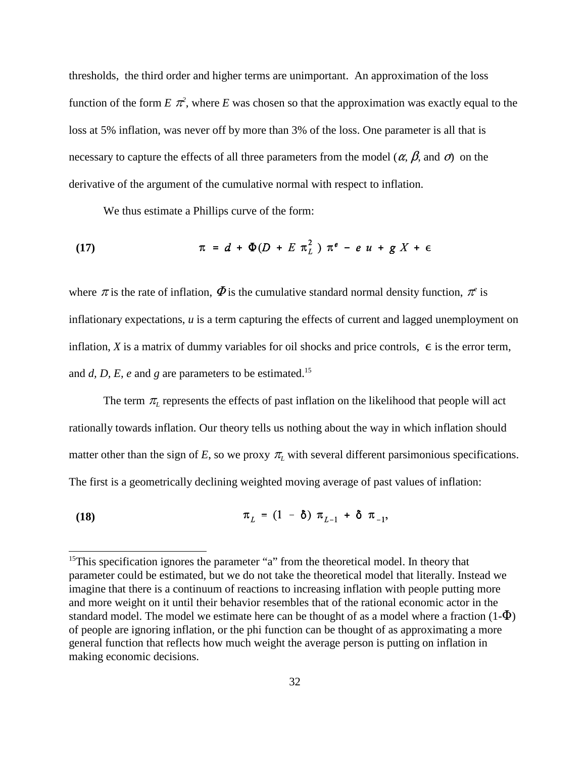thresholds, the third order and higher terms are unimportant. An approximation of the loss function of the form $E\ \pi^2$, where $E$ was chosen so that the approximation was exactly equal to the loss at 5% inflation, was never off by more than 3% of the loss. One parameter is all that is necessary to capture the effects of all three parameters from the model ($\alpha$, $\beta$, and $\sigma$) on the derivative of the argument of the cumulative normal with respect to inflation.

We thus estimate a Phillips curve of the form:

$$\textbf{(17)} \qquad \pi = d + \Phi(D + E\ \pi_L^2)\ \pi^e - e\ u + g\ X + \epsilon$$

where $\pi$ is the rate of inflation, $\Phi$ is the cumulative standard normal density function, $\pi^e$ is inflationary expectations, $u$ is a term capturing the effects of current and lagged unemployment on inflation, $X$ is a matrix of dummy variables for oil shocks and price controls, $\epsilon$ is the error term, and $d$, $D$, $E$, $e$ and $g$ are parameters to be estimated.[15]

The term $\pi_L$ represents the effects of past inflation on the likelihood that people will act rationally towards inflation. Our theory tells us nothing about the way in which inflation should matter other than the sign of $E$, so we proxy $\pi_L$ with several different parsimonious specifications. The first is a geometrically declining weighted moving average of past values of inflation:

$$\textbf{(18)} \qquad \pi_L = (1 - \delta)\ \pi_{L-1} + \delta\ \pi_{-1},$$

---

[15]This specification ignores the parameter "a" from the theoretical model. In theory that parameter could be estimated, but we do not take the theoretical model that literally. Instead we imagine that there is a continuum of reactions to increasing inflation with people putting more and more weight on it until their behavior resembles that of the rational economic actor in the standard model. The model we estimate here can be thought of as a model where a fraction ($1-\Phi$) of people are ignoring inflation, or the phi function can be thought of as approximating a more general function that reflects how much weight the average person is putting on inflation in making economic decisions.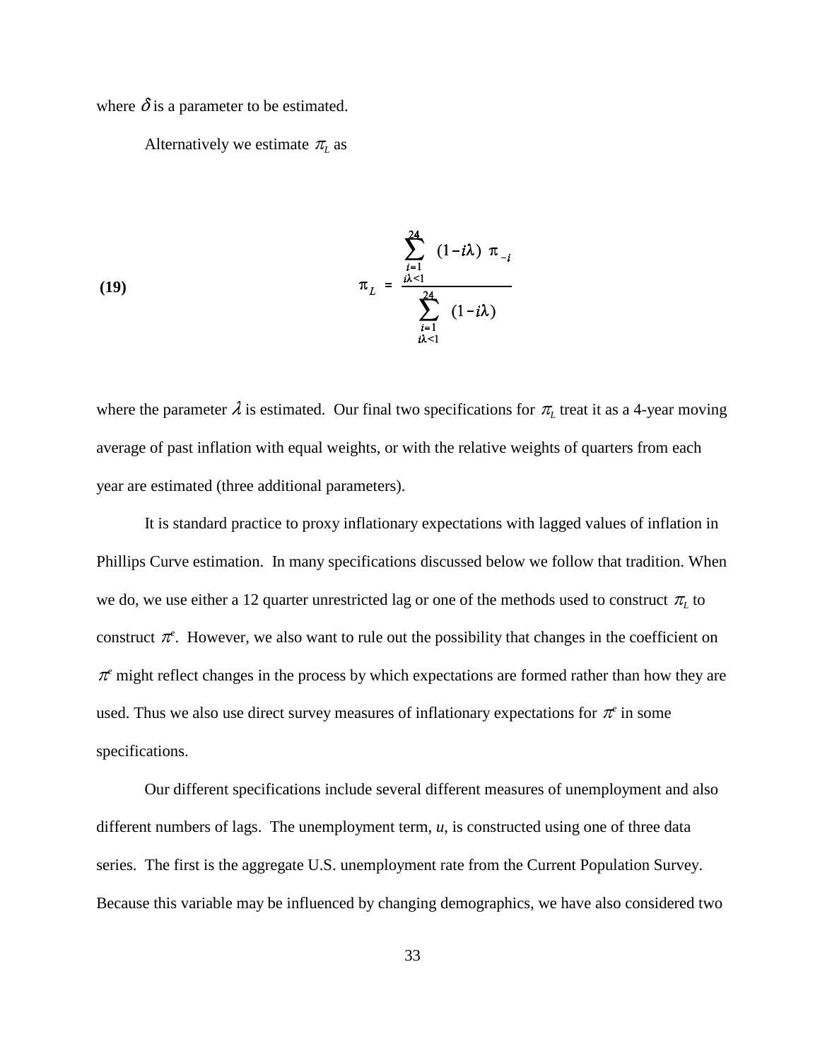where $\delta$ is a parameter to be estimated.

Alternatively we estimate $\pi_L$ as

$$\pi_L = \frac{\sum_{\substack{i=1 \\ i\lambda<1}}^{24} (1-i\lambda)\ \pi_{-i}}{\sum_{\substack{i=1 \\ i\lambda<1}}^{24} (1-i\lambda)} \tag{19}$$

where the parameter $\lambda$ is estimated. Our final two specifications for $\pi_L$ treat it as a 4-year moving average of past inflation with equal weights, or with the relative weights of quarters from each year are estimated (three additional parameters).

It is standard practice to proxy inflationary expectations with lagged values of inflation in Phillips Curve estimation. In many specifications discussed below we follow that tradition. When we do, we use either a 12 quarter unrestricted lag or one of the methods used to construct $\pi_L$ to construct $\pi^e$. However, we also want to rule out the possibility that changes in the coefficient on $\pi^e$ might reflect changes in the process by which expectations are formed rather than how they are used. Thus we also use direct survey measures of inflationary expectations for $\pi^e$ in some specifications.

Our different specifications include several different measures of unemployment and also different numbers of lags. The unemployment term, *u*, is constructed using one of three data series. The first is the aggregate U.S. unemployment rate from the Current Population Survey. Because this variable may be influenced by changing demographics, we have also considered two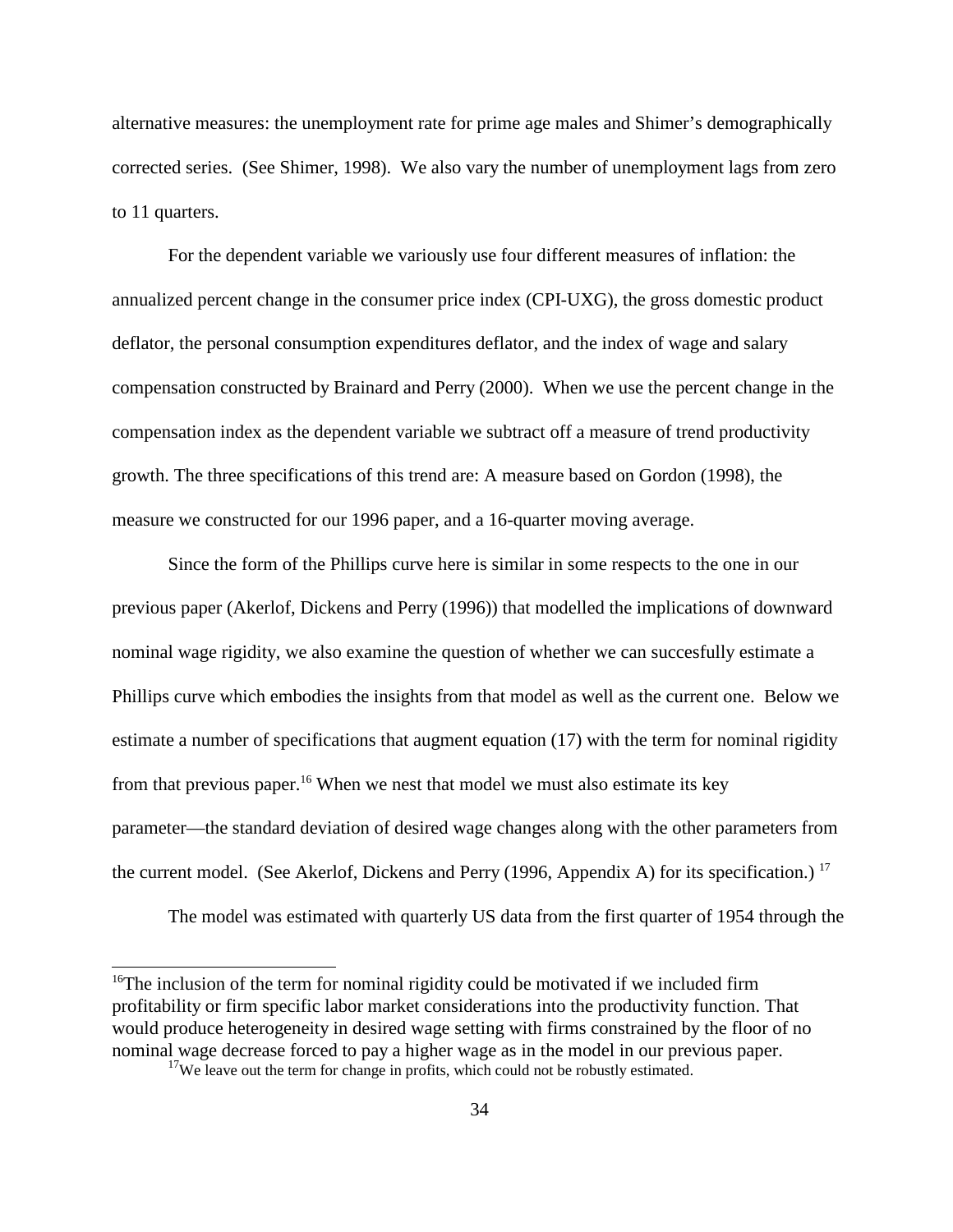alternative measures: the unemployment rate for prime age males and Shimer's demographically corrected series. (See Shimer, 1998). We also vary the number of unemployment lags from zero to 11 quarters.

For the dependent variable we variously use four different measures of inflation: the annualized percent change in the consumer price index (CPI-UXG), the gross domestic product deflator, the personal consumption expenditures deflator, and the index of wage and salary compensation constructed by Brainard and Perry (2000). When we use the percent change in the compensation index as the dependent variable we subtract off a measure of trend productivity growth. The three specifications of this trend are: A measure based on Gordon (1998), the measure we constructed for our 1996 paper, and a 16-quarter moving average.

Since the form of the Phillips curve here is similar in some respects to the one in our previous paper (Akerlof, Dickens and Perry (1996)) that modelled the implications of downward nominal wage rigidity, we also examine the question of whether we can succesfully estimate a Phillips curve which embodies the insights from that model as well as the current one. Below we estimate a number of specifications that augment equation (17) with the term for nominal rigidity from that previous paper.[16] When we nest that model we must also estimate its key parameter—the standard deviation of desired wage changes along with the other parameters from the current model. (See Akerlof, Dickens and Perry (1996, Appendix A) for its specification.) [17]

The model was estimated with quarterly US data from the first quarter of 1954 through the

---

[16]The inclusion of the term for nominal rigidity could be motivated if we included firm profitability or firm specific labor market considerations into the productivity function. That would produce heterogeneity in desired wage setting with firms constrained by the floor of no nominal wage decrease forced to pay a higher wage as in the model in our previous paper.

[17]We leave out the term for change in profits, which could not be robustly estimated.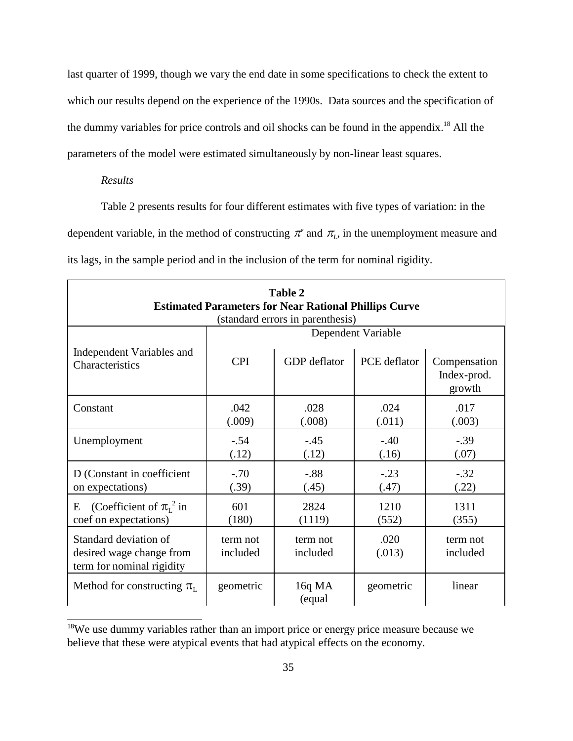last quarter of 1999, though we vary the end date in some specifications to check the extent to which our results depend on the experience of the 1990s. Data sources and the specification of the dummy variables for price controls and oil shocks can be found in the appendix.[18] All the parameters of the model were estimated simultaneously by non-linear least squares.

*Results*

Table 2 presents results for four different estimates with five types of variation: in the dependent variable, in the method of constructing $\pi^e$ and $\pi_L$, in the unemployment measure and its lags, in the sample period and in the inclusion of the term for nominal rigidity.

**Table 2**
**Estimated Parameters for Near Rational Phillips Curve**
(standard errors in parenthesis)

| Independent Variables and Characteristics | Dependent Variable | | | |
|---|---|---|---|---|
| | CPI | GDP deflator | PCE deflator | Compensation Index-prod. growth |
| Constant | .042 (.009) | .028 (.008) | .024 (.011) | .017 (.003) |
| Unemployment | -.54 (.12) | -.45 (.12) | -.40 (.16) | -.39 (.07) |
| D (Constant in coefficient on expectations) | -.70 (.39) | -.88 (.45) | -.23 (.47) | -.32 (.22) |
| E (Coefficient of $\pi_L^2$ in coef on expectations) | 601 (180) | 2824 (1119) | 1210 (552) | 1311 (355) |
| Standard deviation of desired wage change from term for nominal rigidity | term not included | term not included | .020 (.013) | term not included |
| Method for constructing $\pi_L$ | geometric | 16q MA (equal | geometric | linear |

[18]We use dummy variables rather than an import price or energy price measure because we believe that these were atypical events that had atypical effects on the economy.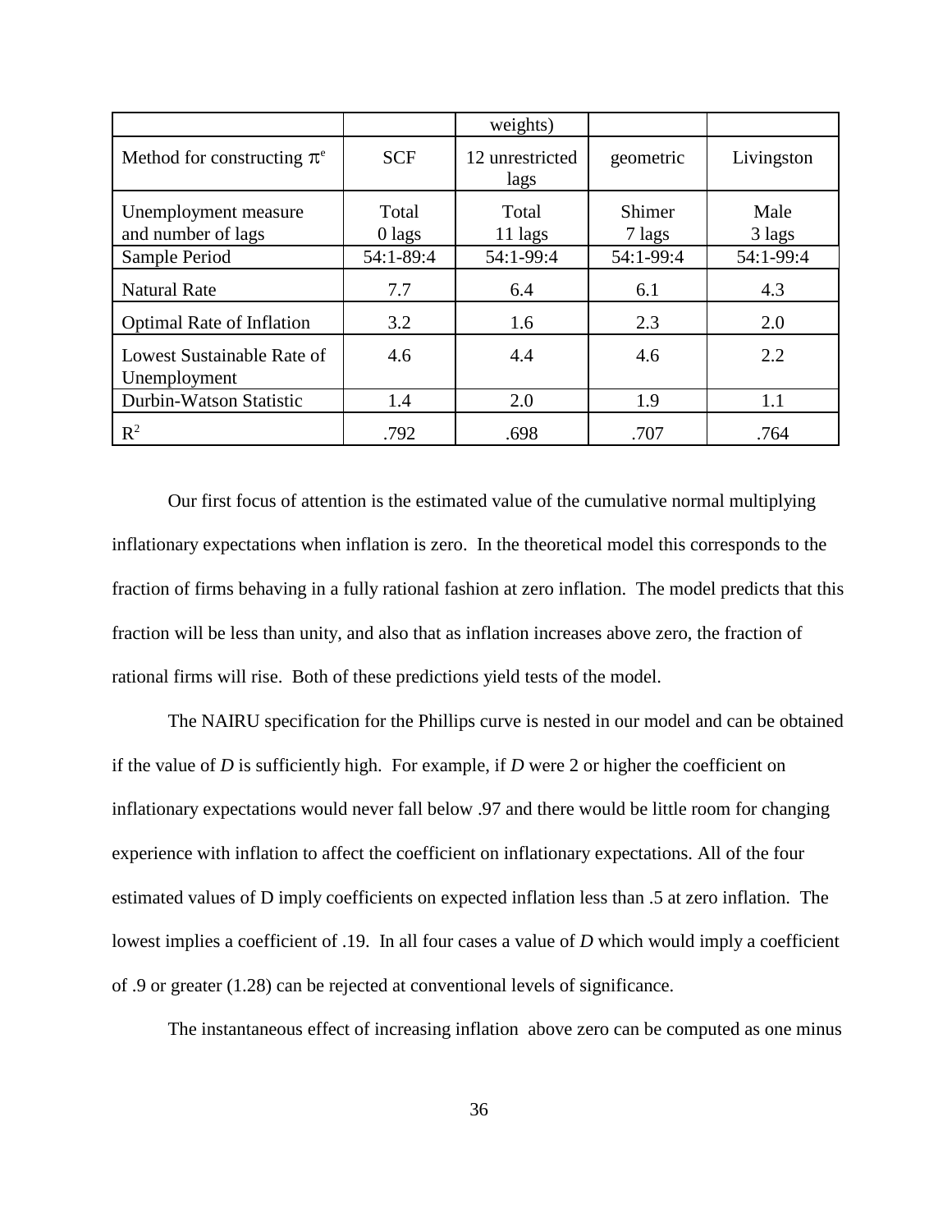| | | weights) | | |
|---|---|---|---|---|
| Method for constructing $\pi^e$ | SCF | 12 unrestricted lags | geometric | Livingston |
| Unemployment measure and number of lags | Total 0 lags | Total 11 lags | Shimer 7 lags | Male 3 lags |
| Sample Period | 54:1-89:4 | 54:1-99:4 | 54:1-99:4 | 54:1-99:4 |
| Natural Rate | 7.7 | 6.4 | 6.1 | 4.3 |
| Optimal Rate of Inflation | 3.2 | 1.6 | 2.3 | 2.0 |
| Lowest Sustainable Rate of Unemployment | 4.6 | 4.4 | 4.6 | 2.2 |
| Durbin-Watson Statistic | 1.4 | 2.0 | 1.9 | 1.1 |
| $R^2$ | .792 | .698 | .707 | .764 |

Our first focus of attention is the estimated value of the cumulative normal multiplying inflationary expectations when inflation is zero. In the theoretical model this corresponds to the fraction of firms behaving in a fully rational fashion at zero inflation. The model predicts that this fraction will be less than unity, and also that as inflation increases above zero, the fraction of rational firms will rise. Both of these predictions yield tests of the model.

The NAIRU specification for the Phillips curve is nested in our model and can be obtained if the value of *D* is sufficiently high. For example, if *D* were 2 or higher the coefficient on inflationary expectations would never fall below .97 and there would be little room for changing experience with inflation to affect the coefficient on inflationary expectations. All of the four estimated values of D imply coefficients on expected inflation less than .5 at zero inflation. The lowest implies a coefficient of .19. In all four cases a value of *D* which would imply a coefficient of .9 or greater (1.28) can be rejected at conventional levels of significance.

The instantaneous effect of increasing inflation above zero can be computed as one minus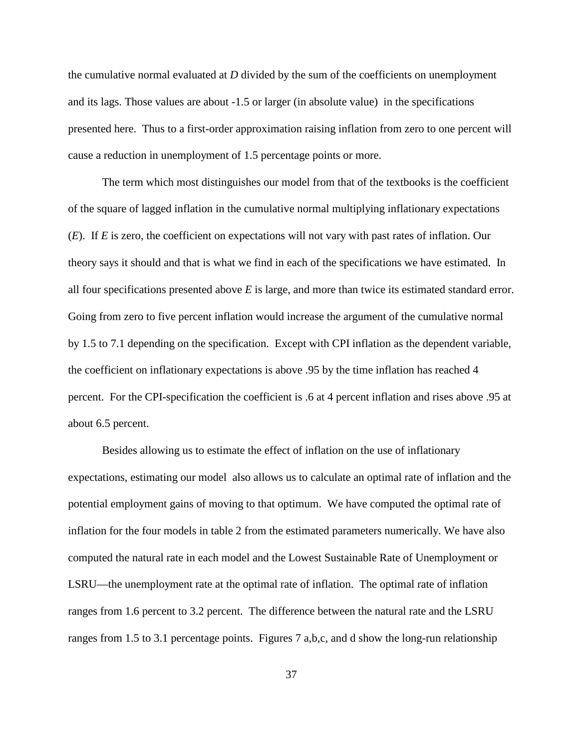the cumulative normal evaluated at *D* divided by the sum of the coefficients on unemployment and its lags. Those values are about -1.5 or larger (in absolute value) in the specifications presented here. Thus to a first-order approximation raising inflation from zero to one percent will cause a reduction in unemployment of 1.5 percentage points or more.

The term which most distinguishes our model from that of the textbooks is the coefficient of the square of lagged inflation in the cumulative normal multiplying inflationary expectations (*E*). If *E* is zero, the coefficient on expectations will not vary with past rates of inflation. Our theory says it should and that is what we find in each of the specifications we have estimated. In all four specifications presented above *E* is large, and more than twice its estimated standard error. Going from zero to five percent inflation would increase the argument of the cumulative normal by 1.5 to 7.1 depending on the specification. Except with CPI inflation as the dependent variable, the coefficient on inflationary expectations is above .95 by the time inflation has reached 4 percent. For the CPI-specification the coefficient is .6 at 4 percent inflation and rises above .95 at about 6.5 percent.

Besides allowing us to estimate the effect of inflation on the use of inflationary expectations, estimating our model also allows us to calculate an optimal rate of inflation and the potential employment gains of moving to that optimum. We have computed the optimal rate of inflation for the four models in table 2 from the estimated parameters numerically. We have also computed the natural rate in each model and the Lowest Sustainable Rate of Unemployment or LSRU—the unemployment rate at the optimal rate of inflation. The optimal rate of inflation ranges from 1.6 percent to 3.2 percent. The difference between the natural rate and the LSRU ranges from 1.5 to 3.1 percentage points. Figures 7 a,b,c, and d show the long-run relationship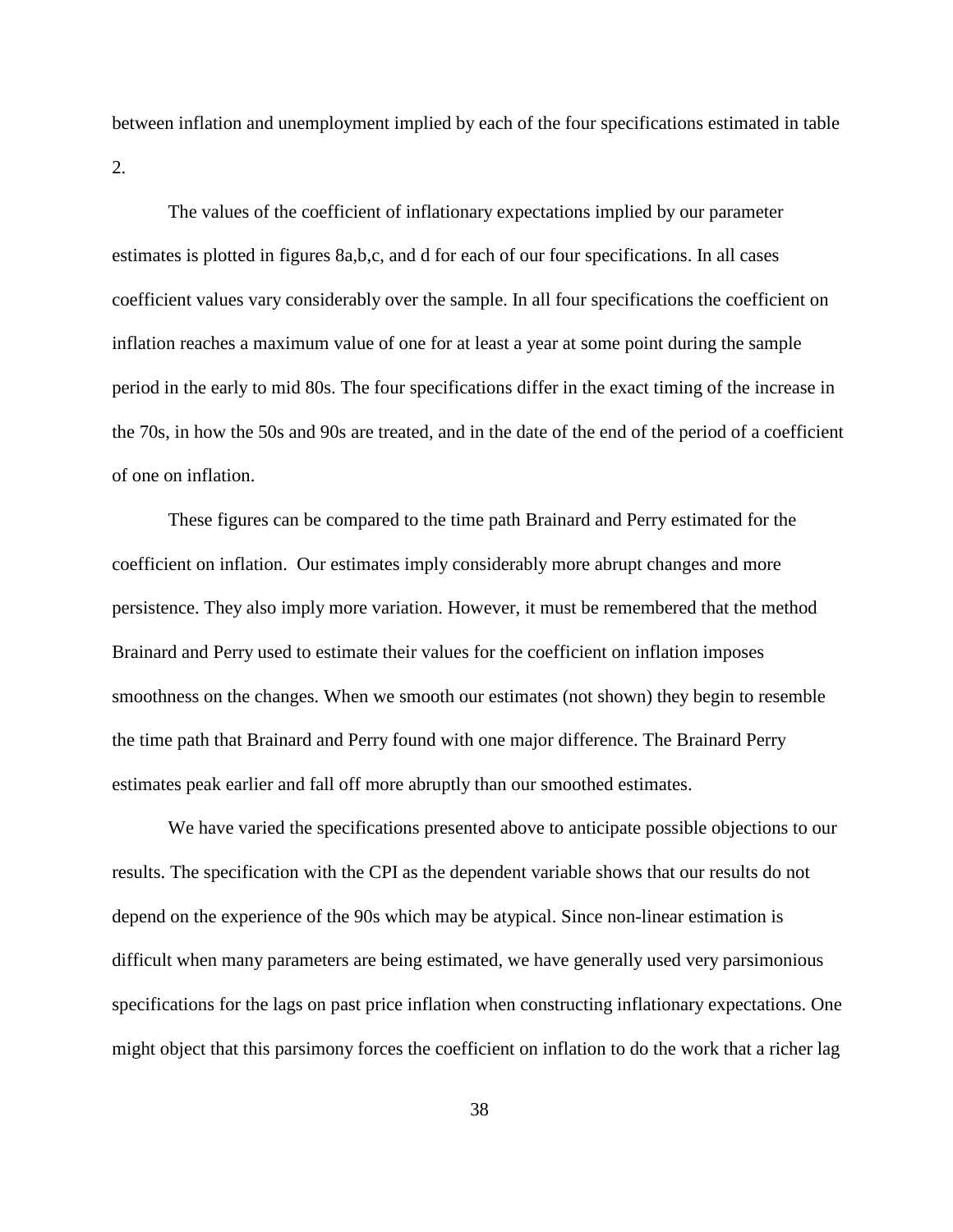between inflation and unemployment implied by each of the four specifications estimated in table 2.

The values of the coefficient of inflationary expectations implied by our parameter estimates is plotted in figures 8a,b,c, and d for each of our four specifications. In all cases coefficient values vary considerably over the sample. In all four specifications the coefficient on inflation reaches a maximum value of one for at least a year at some point during the sample period in the early to mid 80s. The four specifications differ in the exact timing of the increase in the 70s, in how the 50s and 90s are treated, and in the date of the end of the period of a coefficient of one on inflation.

These figures can be compared to the time path Brainard and Perry estimated for the coefficient on inflation. Our estimates imply considerably more abrupt changes and more persistence. They also imply more variation. However, it must be remembered that the method Brainard and Perry used to estimate their values for the coefficient on inflation imposes smoothness on the changes. When we smooth our estimates (not shown) they begin to resemble the time path that Brainard and Perry found with one major difference. The Brainard Perry estimates peak earlier and fall off more abruptly than our smoothed estimates.

We have varied the specifications presented above to anticipate possible objections to our results. The specification with the CPI as the dependent variable shows that our results do not depend on the experience of the 90s which may be atypical. Since non-linear estimation is difficult when many parameters are being estimated, we have generally used very parsimonious specifications for the lags on past price inflation when constructing inflationary expectations. One might object that this parsimony forces the coefficient on inflation to do the work that a richer lag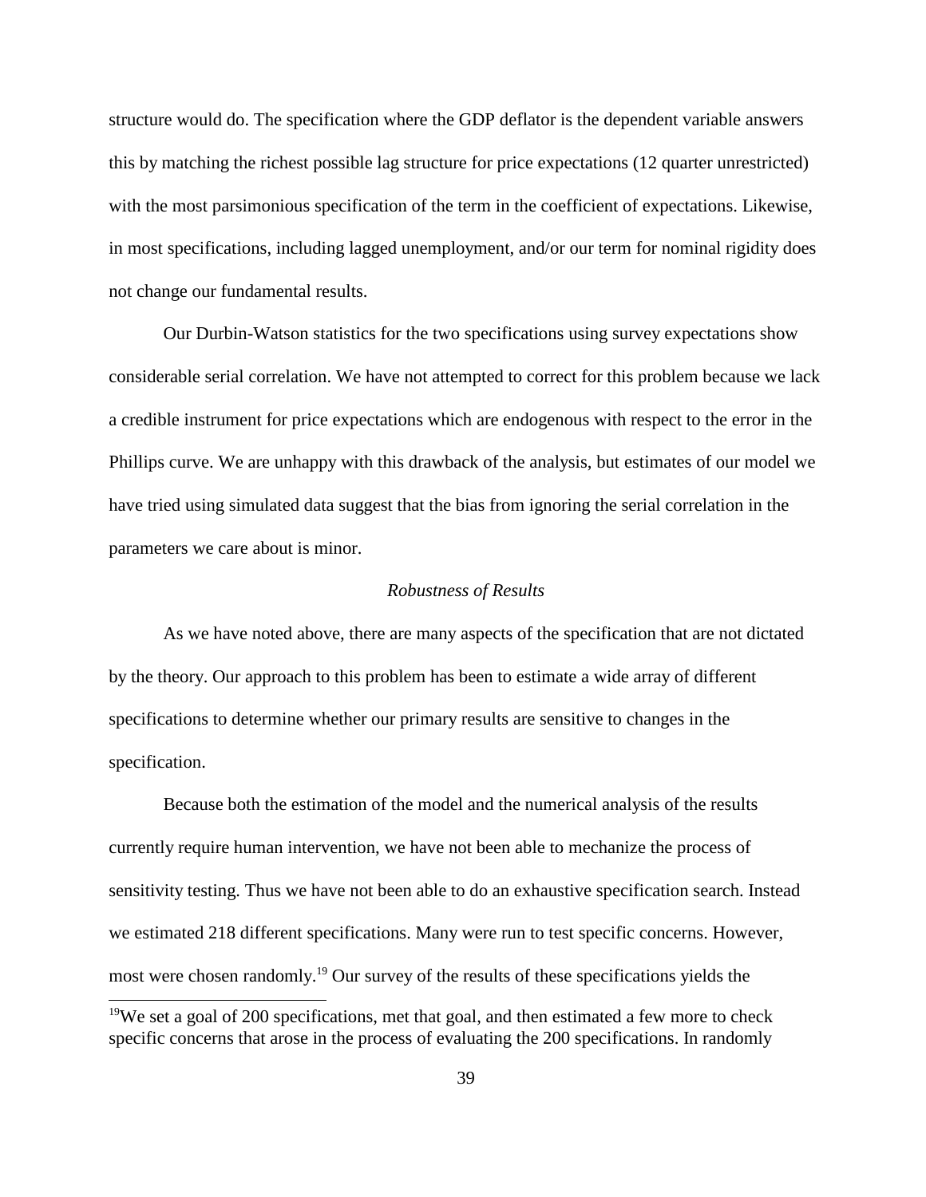structure would do. The specification where the GDP deflator is the dependent variable answers this by matching the richest possible lag structure for price expectations (12 quarter unrestricted) with the most parsimonious specification of the term in the coefficient of expectations. Likewise, in most specifications, including lagged unemployment, and/or our term for nominal rigidity does not change our fundamental results.

Our Durbin-Watson statistics for the two specifications using survey expectations show considerable serial correlation. We have not attempted to correct for this problem because we lack a credible instrument for price expectations which are endogenous with respect to the error in the Phillips curve. We are unhappy with this drawback of the analysis, but estimates of our model we have tried using simulated data suggest that the bias from ignoring the serial correlation in the parameters we care about is minor.

### *Robustness of Results*

As we have noted above, there are many aspects of the specification that are not dictated by the theory. Our approach to this problem has been to estimate a wide array of different specifications to determine whether our primary results are sensitive to changes in the specification.

Because both the estimation of the model and the numerical analysis of the results currently require human intervention, we have not been able to mechanize the process of sensitivity testing. Thus we have not been able to do an exhaustive specification search. Instead we estimated 218 different specifications. Many were run to test specific concerns. However, most were chosen randomly.[19] Our survey of the results of these specifications yields the

---

[19]We set a goal of 200 specifications, met that goal, and then estimated a few more to check specific concerns that arose in the process of evaluating the 200 specifications. In randomly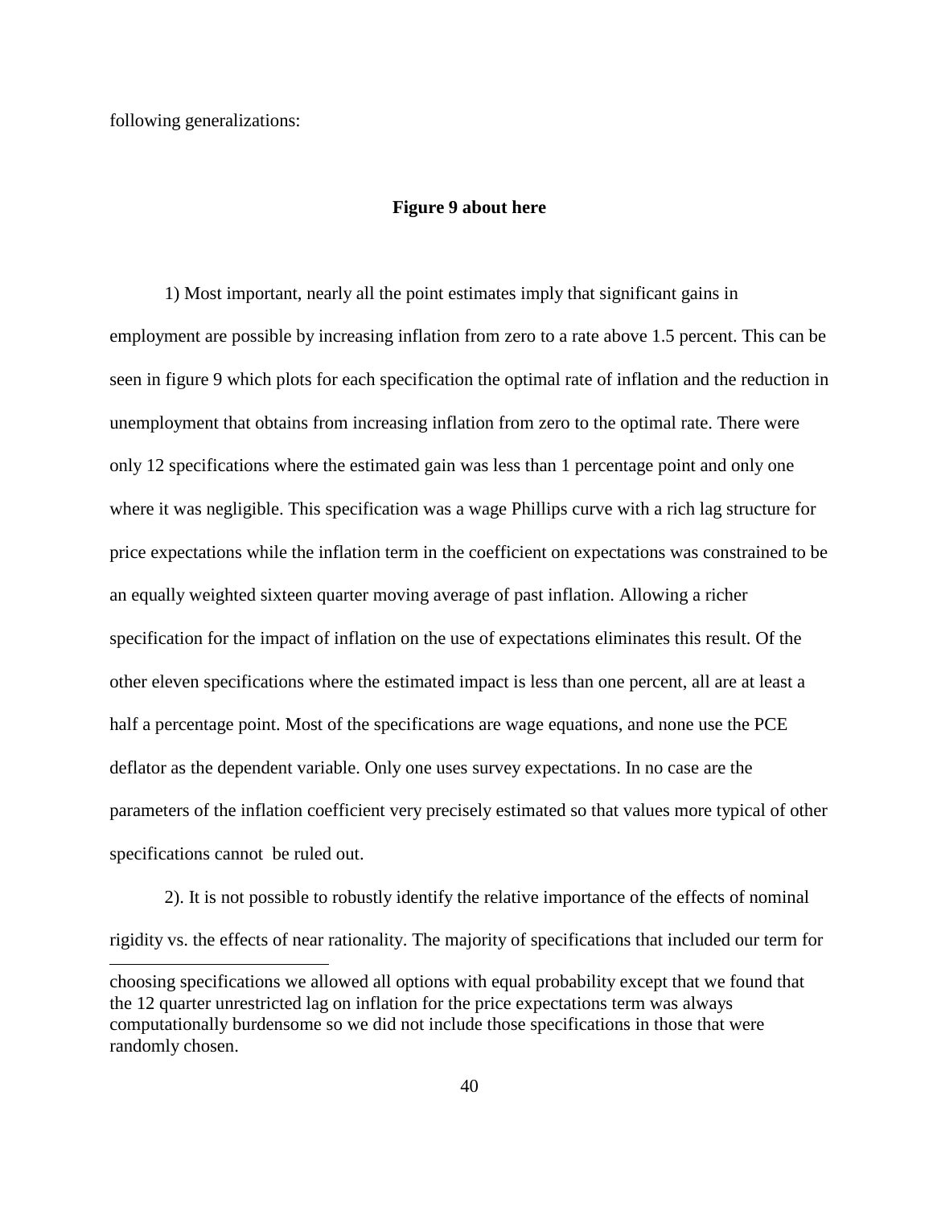following generalizations:

**Figure 9 about here**

1) Most important, nearly all the point estimates imply that significant gains in employment are possible by increasing inflation from zero to a rate above 1.5 percent. This can be seen in figure 9 which plots for each specification the optimal rate of inflation and the reduction in unemployment that obtains from increasing inflation from zero to the optimal rate. There were only 12 specifications where the estimated gain was less than 1 percentage point and only one where it was negligible. This specification was a wage Phillips curve with a rich lag structure for price expectations while the inflation term in the coefficient on expectations was constrained to be an equally weighted sixteen quarter moving average of past inflation. Allowing a richer specification for the impact of inflation on the use of expectations eliminates this result. Of the other eleven specifications where the estimated impact is less than one percent, all are at least a half a percentage point. Most of the specifications are wage equations, and none use the PCE deflator as the dependent variable. Only one uses survey expectations. In no case are the parameters of the inflation coefficient very precisely estimated so that values more typical of other specifications cannot be ruled out.

2). It is not possible to robustly identify the relative importance of the effects of nominal rigidity vs. the effects of near rationality. The majority of specifications that included our term for

---

choosing specifications we allowed all options with equal probability except that we found that the 12 quarter unrestricted lag on inflation for the price expectations term was always computationally burdensome so we did not include those specifications in those that were randomly chosen.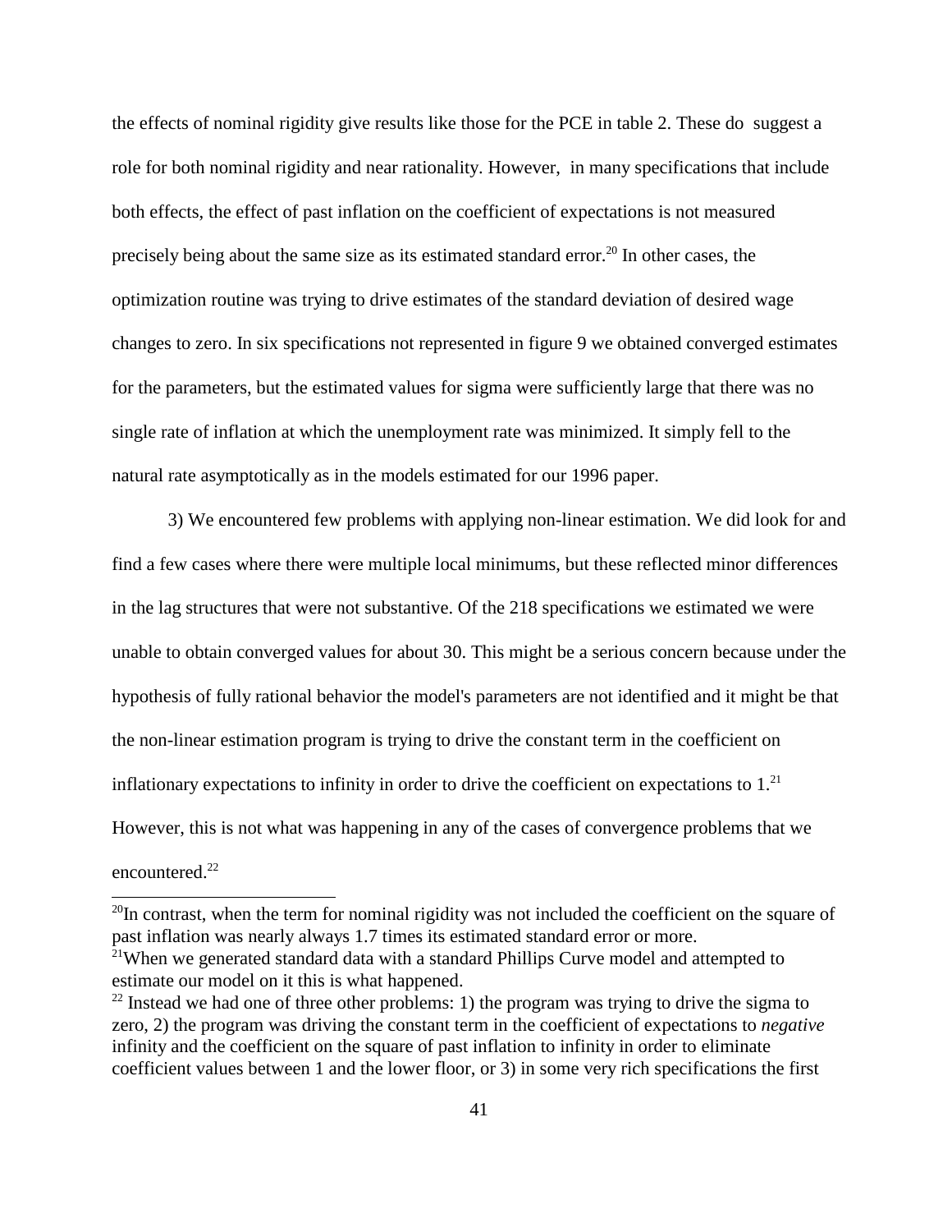the effects of nominal rigidity give results like those for the PCE in table 2. These do suggest a role for both nominal rigidity and near rationality. However, in many specifications that include both effects, the effect of past inflation on the coefficient of expectations is not measured precisely being about the same size as its estimated standard error.[20] In other cases, the optimization routine was trying to drive estimates of the standard deviation of desired wage changes to zero. In six specifications not represented in figure 9 we obtained converged estimates for the parameters, but the estimated values for sigma were sufficiently large that there was no single rate of inflation at which the unemployment rate was minimized. It simply fell to the natural rate asymptotically as in the models estimated for our 1996 paper.

3) We encountered few problems with applying non-linear estimation. We did look for and find a few cases where there were multiple local minimums, but these reflected minor differences in the lag structures that were not substantive. Of the 218 specifications we estimated we were unable to obtain converged values for about 30. This might be a serious concern because under the hypothesis of fully rational behavior the model's parameters are not identified and it might be that the non-linear estimation program is trying to drive the constant term in the coefficient on inflationary expectations to infinity in order to drive the coefficient on expectations to 1.[21] However, this is not what was happening in any of the cases of convergence problems that we encountered.[22]

---

[20] In contrast, when the term for nominal rigidity was not included the coefficient on the square of past inflation was nearly always 1.7 times its estimated standard error or more.

[21] When we generated standard data with a standard Phillips Curve model and attempted to estimate our model on it this is what happened.

[22] Instead we had one of three other problems: 1) the program was trying to drive the sigma to zero, 2) the program was driving the constant term in the coefficient of expectations to *negative* infinity and the coefficient on the square of past inflation to infinity in order to eliminate coefficient values between 1 and the lower floor, or 3) in some very rich specifications the first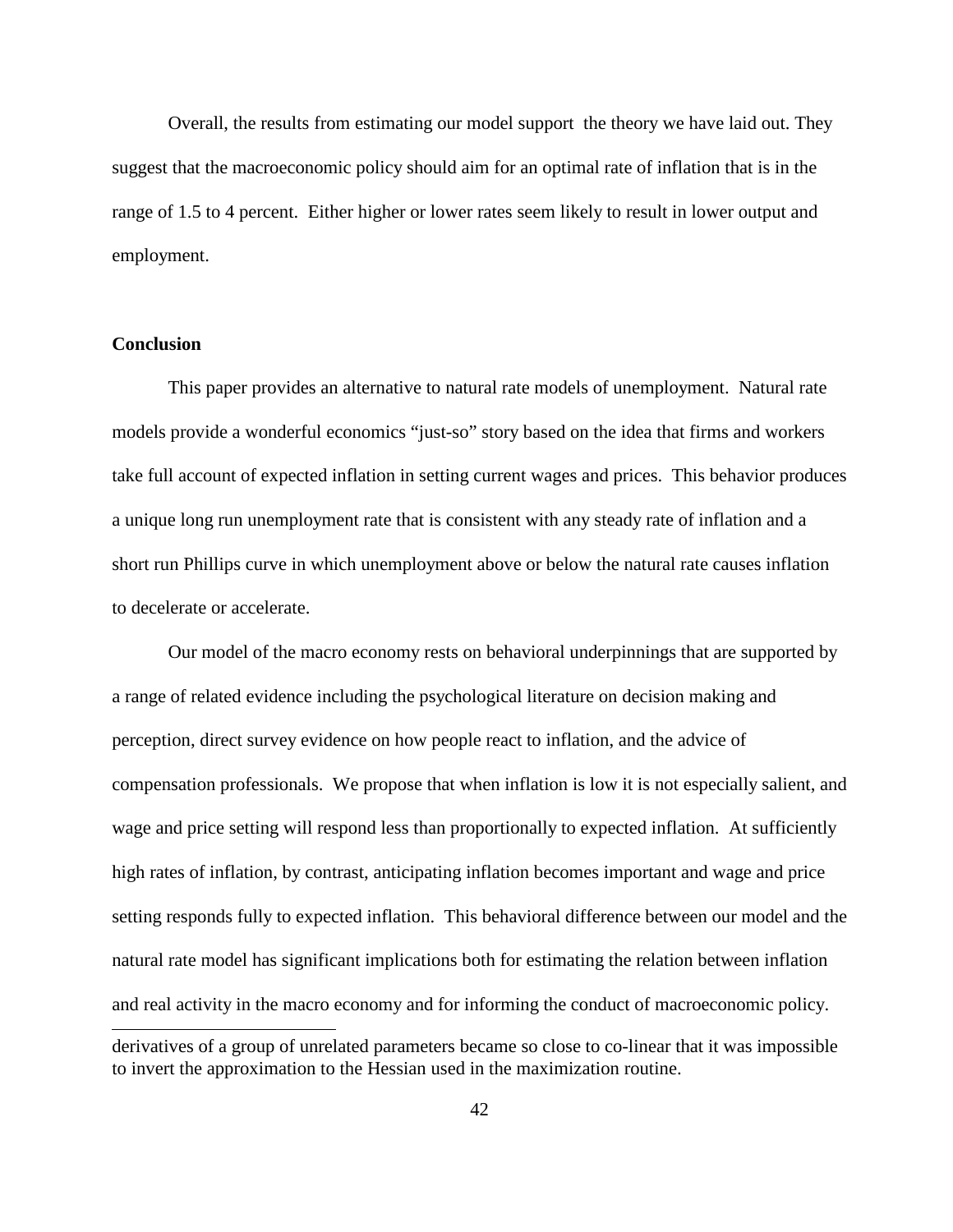Overall, the results from estimating our model support the theory we have laid out. They suggest that the macroeconomic policy should aim for an optimal rate of inflation that is in the range of 1.5 to 4 percent. Either higher or lower rates seem likely to result in lower output and employment.

**Conclusion**

This paper provides an alternative to natural rate models of unemployment. Natural rate models provide a wonderful economics "just-so" story based on the idea that firms and workers take full account of expected inflation in setting current wages and prices. This behavior produces a unique long run unemployment rate that is consistent with any steady rate of inflation and a short run Phillips curve in which unemployment above or below the natural rate causes inflation to decelerate or accelerate.

Our model of the macro economy rests on behavioral underpinnings that are supported by a range of related evidence including the psychological literature on decision making and perception, direct survey evidence on how people react to inflation, and the advice of compensation professionals. We propose that when inflation is low it is not especially salient, and wage and price setting will respond less than proportionally to expected inflation. At sufficiently high rates of inflation, by contrast, anticipating inflation becomes important and wage and price setting responds fully to expected inflation. This behavioral difference between our model and the natural rate model has significant implications both for estimating the relation between inflation and real activity in the macro economy and for informing the conduct of macroeconomic policy.

---

derivatives of a group of unrelated parameters became so close to co-linear that it was impossible to invert the approximation to the Hessian used in the maximization routine.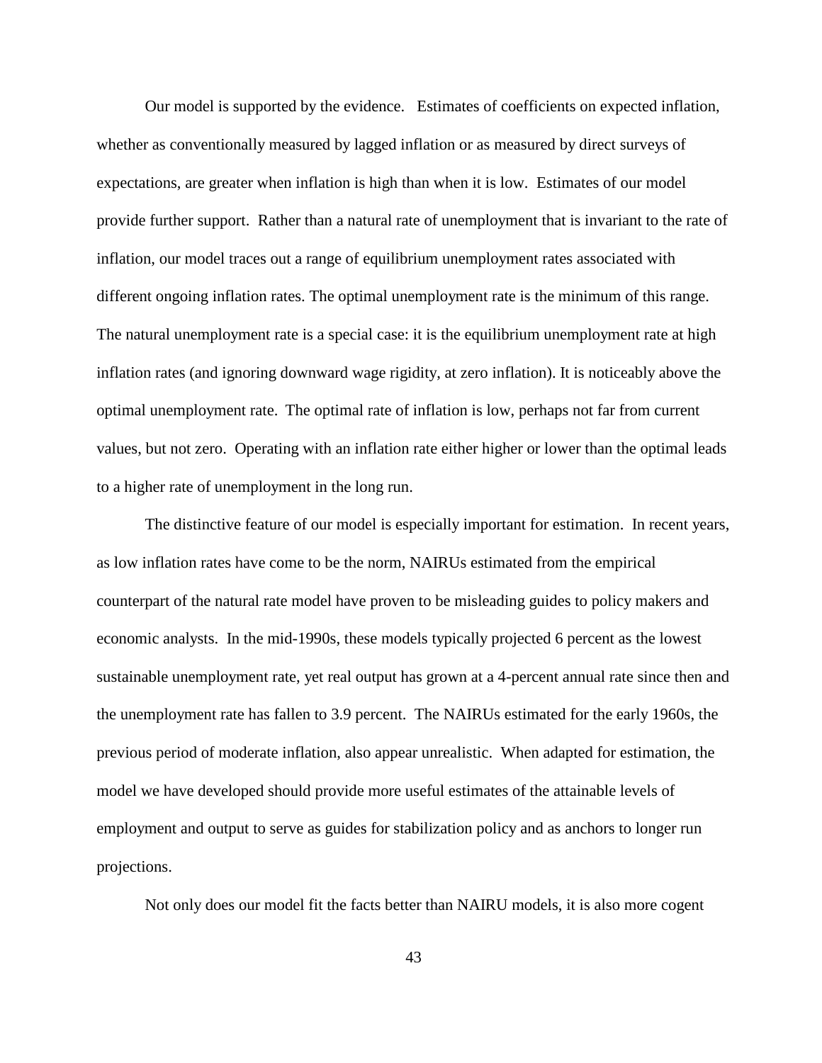Our model is supported by the evidence. Estimates of coefficients on expected inflation, whether as conventionally measured by lagged inflation or as measured by direct surveys of expectations, are greater when inflation is high than when it is low. Estimates of our model provide further support. Rather than a natural rate of unemployment that is invariant to the rate of inflation, our model traces out a range of equilibrium unemployment rates associated with different ongoing inflation rates. The optimal unemployment rate is the minimum of this range. The natural unemployment rate is a special case: it is the equilibrium unemployment rate at high inflation rates (and ignoring downward wage rigidity, at zero inflation). It is noticeably above the optimal unemployment rate. The optimal rate of inflation is low, perhaps not far from current values, but not zero. Operating with an inflation rate either higher or lower than the optimal leads to a higher rate of unemployment in the long run.

The distinctive feature of our model is especially important for estimation. In recent years, as low inflation rates have come to be the norm, NAIRUs estimated from the empirical counterpart of the natural rate model have proven to be misleading guides to policy makers and economic analysts. In the mid-1990s, these models typically projected 6 percent as the lowest sustainable unemployment rate, yet real output has grown at a 4-percent annual rate since then and the unemployment rate has fallen to 3.9 percent. The NAIRUs estimated for the early 1960s, the previous period of moderate inflation, also appear unrealistic. When adapted for estimation, the model we have developed should provide more useful estimates of the attainable levels of employment and output to serve as guides for stabilization policy and as anchors to longer run projections.

Not only does our model fit the facts better than NAIRU models, it is also more cogent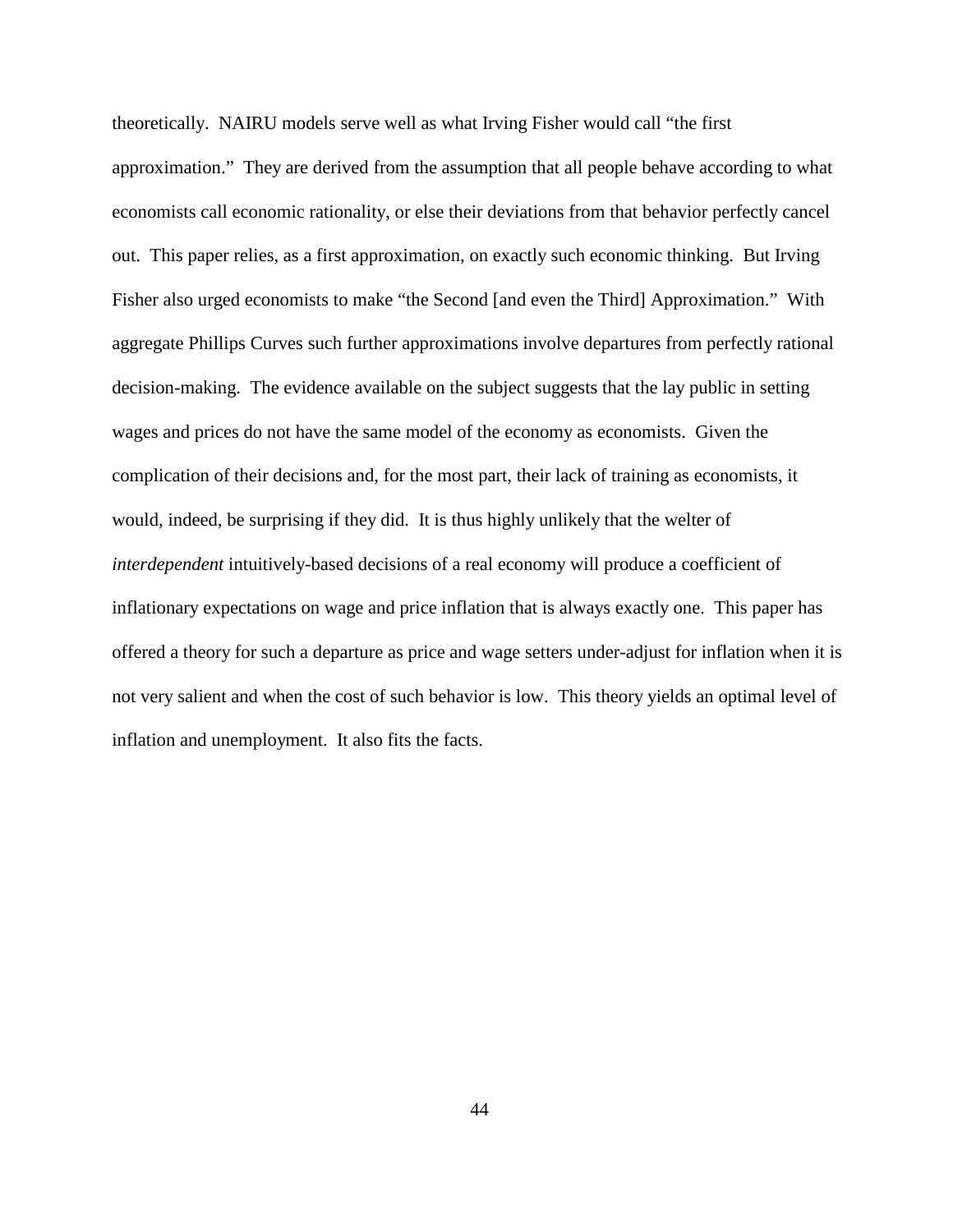theoretically. NAIRU models serve well as what Irving Fisher would call "the first approximation." They are derived from the assumption that all people behave according to what economists call economic rationality, or else their deviations from that behavior perfectly cancel out. This paper relies, as a first approximation, on exactly such economic thinking. But Irving Fisher also urged economists to make "the Second [and even the Third] Approximation." With aggregate Phillips Curves such further approximations involve departures from perfectly rational decision-making. The evidence available on the subject suggests that the lay public in setting wages and prices do not have the same model of the economy as economists. Given the complication of their decisions and, for the most part, their lack of training as economists, it would, indeed, be surprising if they did. It is thus highly unlikely that the welter of *interdependent* intuitively-based decisions of a real economy will produce a coefficient of inflationary expectations on wage and price inflation that is always exactly one. This paper has offered a theory for such a departure as price and wage setters under-adjust for inflation when it is not very salient and when the cost of such behavior is low. This theory yields an optimal level of inflation and unemployment. It also fits the facts.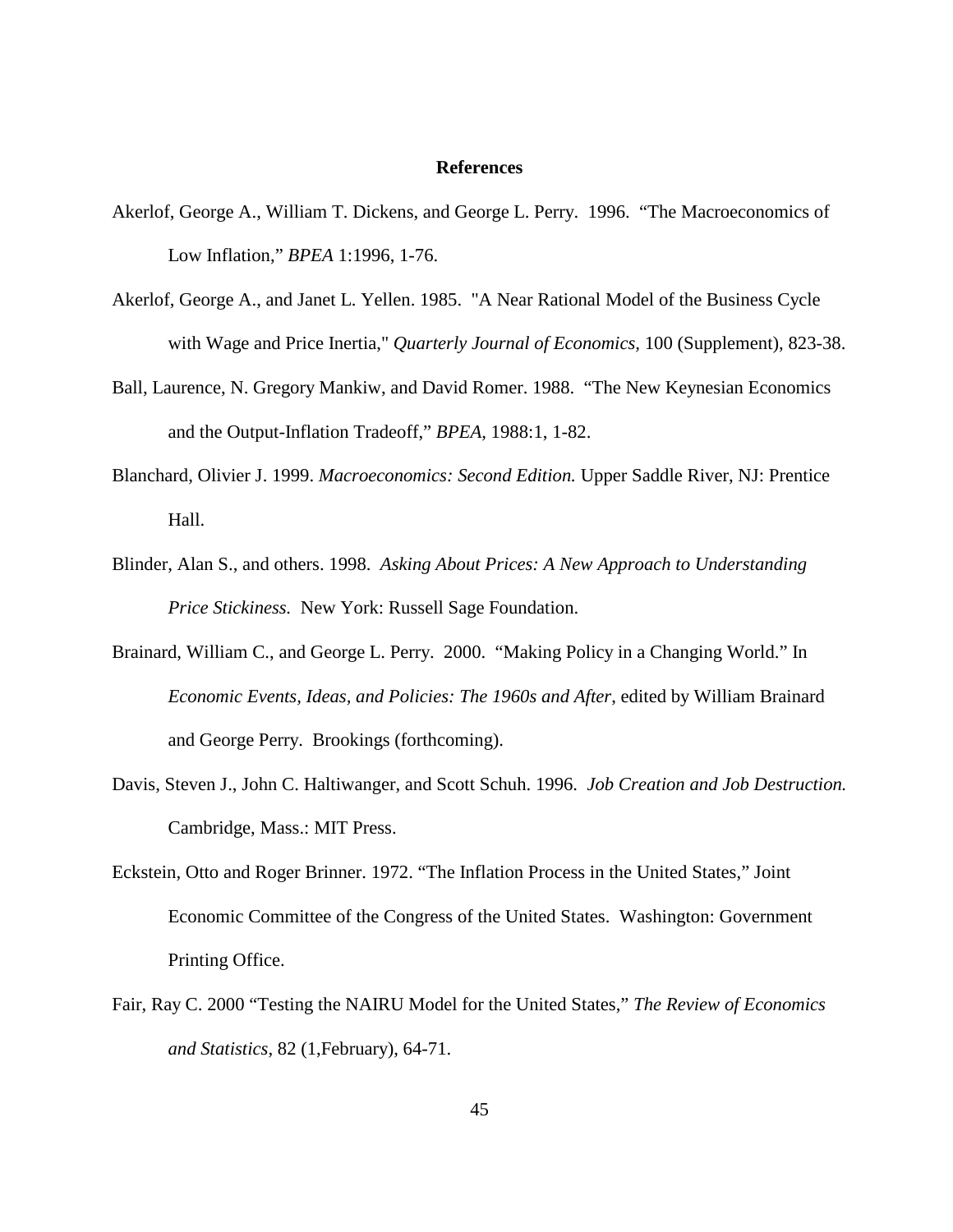## References

Akerlof, George A., William T. Dickens, and George L. Perry. 1996. "The Macroeconomics of Low Inflation," *BPEA* 1:1996, 1-76.

Akerlof, George A., and Janet L. Yellen. 1985. "A Near Rational Model of the Business Cycle with Wage and Price Inertia," *Quarterly Journal of Economics,* 100 (Supplement), 823-38.

Ball, Laurence, N. Gregory Mankiw, and David Romer. 1988. "The New Keynesian Economics and the Output-Inflation Tradeoff," *BPEA*, 1988:1, 1-82.

Blanchard, Olivier J. 1999. *Macroeconomics: Second Edition.* Upper Saddle River, NJ: Prentice Hall.

Blinder, Alan S., and others. 1998. *Asking About Prices: A New Approach to Understanding Price Stickiness.* New York: Russell Sage Foundation.

Brainard, William C., and George L. Perry. 2000. "Making Policy in a Changing World." In *Economic Events, Ideas, and Policies: The 1960s and After*, edited by William Brainard and George Perry. Brookings (forthcoming).

Davis, Steven J., John C. Haltiwanger, and Scott Schuh. 1996. *Job Creation and Job Destruction.* Cambridge, Mass.: MIT Press.

Eckstein, Otto and Roger Brinner. 1972. "The Inflation Process in the United States," Joint Economic Committee of the Congress of the United States. Washington: Government Printing Office.

Fair, Ray C. 2000 "Testing the NAIRU Model for the United States," *The Review of Economics and Statistics,* 82 (1,February), 64-71.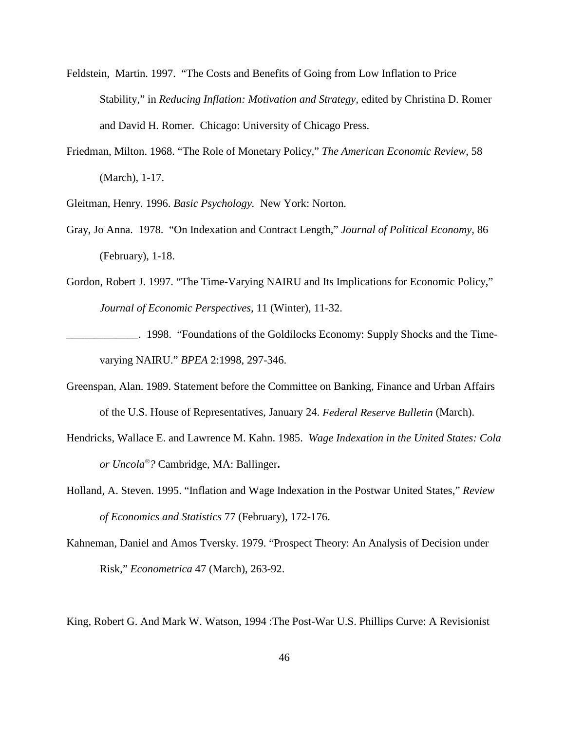Feldstein, Martin. 1997. "The Costs and Benefits of Going from Low Inflation to Price Stability," in *Reducing Inflation: Motivation and Strategy,* edited by Christina D. Romer and David H. Romer. Chicago: University of Chicago Press.

Friedman, Milton. 1968. "The Role of Monetary Policy," *The American Economic Review,* 58 (March), 1-17.

Gleitman, Henry. 1996. *Basic Psychology.* New York: Norton.

Gray, Jo Anna. 1978. "On Indexation and Contract Length," *Journal of Political Economy,* 86 (February), 1-18.

Gordon, Robert J. 1997. "The Time-Varying NAIRU and Its Implications for Economic Policy," *Journal of Economic Perspectives,* 11 (Winter), 11-32.

_____________. 1998. "Foundations of the Goldilocks Economy: Supply Shocks and the Time-varying NAIRU." *BPEA* 2:1998, 297-346.

Greenspan, Alan. 1989. Statement before the Committee on Banking, Finance and Urban Affairs of the U.S. House of Representatives, January 24. *Federal Reserve Bulletin* (March).

Hendricks, Wallace E. and Lawrence M. Kahn. 1985. *Wage Indexation in the United States: Cola or Uncola®?* Cambridge, MA: Ballinger**.**

Holland, A. Steven. 1995. "Inflation and Wage Indexation in the Postwar United States," *Review of Economics and Statistics* 77 (February), 172-176.

Kahneman, Daniel and Amos Tversky. 1979. "Prospect Theory: An Analysis of Decision under Risk," *Econometrica* 47 (March), 263-92.

King, Robert G. And Mark W. Watson, 1994 :The Post-War U.S. Phillips Curve: A Revisionist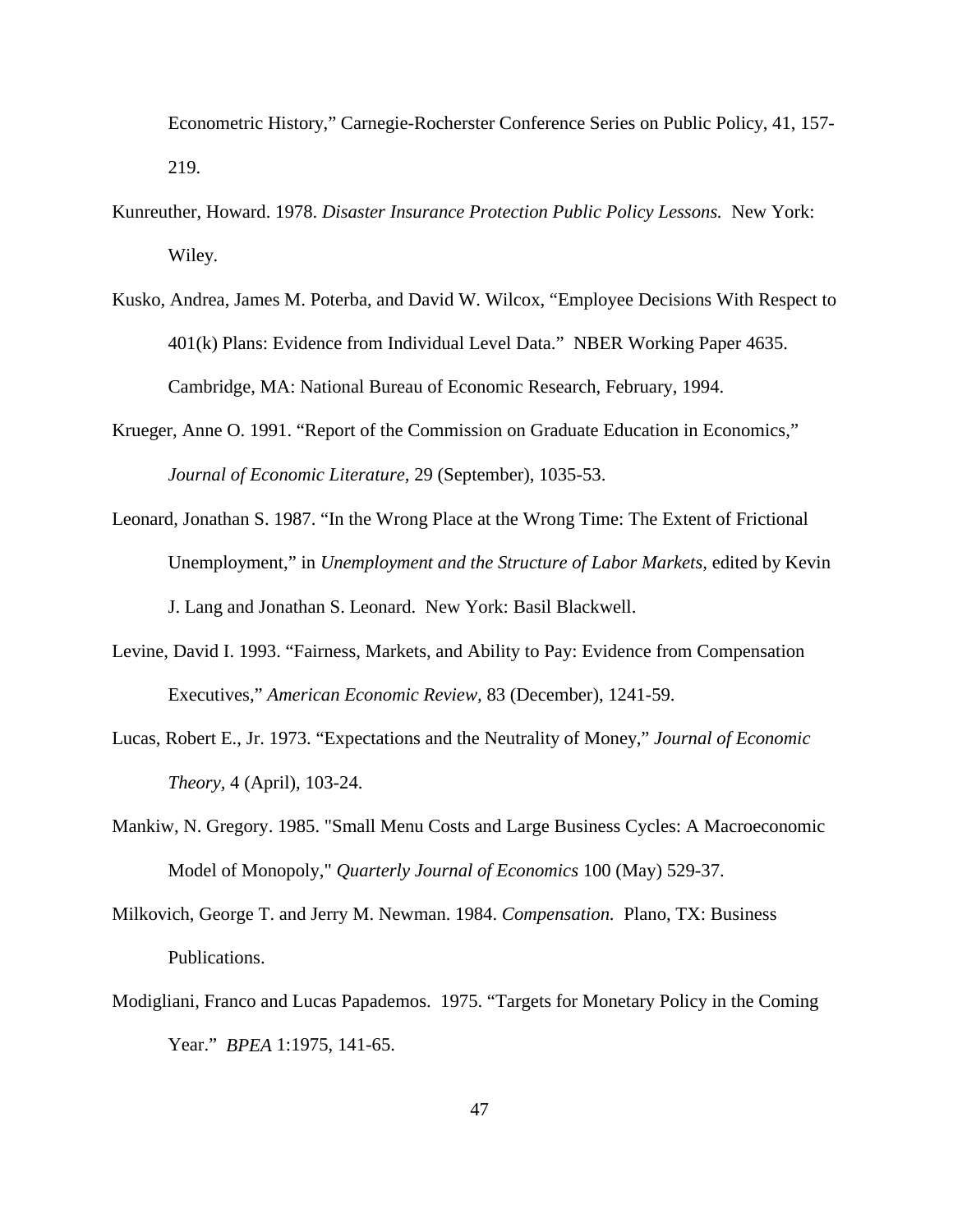Econometric History," Carnegie-Rocherster Conference Series on Public Policy, 41, 157-219.

Kunreuther, Howard. 1978. *Disaster Insurance Protection Public Policy Lessons.* New York: Wiley.

Kusko, Andrea, James M. Poterba, and David W. Wilcox, "Employee Decisions With Respect to 401(k) Plans: Evidence from Individual Level Data." NBER Working Paper 4635. Cambridge, MA: National Bureau of Economic Research, February, 1994.

Krueger, Anne O. 1991. "Report of the Commission on Graduate Education in Economics," *Journal of Economic Literature,* 29 (September), 1035-53.

Leonard, Jonathan S. 1987. "In the Wrong Place at the Wrong Time: The Extent of Frictional Unemployment," in *Unemployment and the Structure of Labor Markets,* edited by Kevin J. Lang and Jonathan S. Leonard. New York: Basil Blackwell.

Levine, David I. 1993. "Fairness, Markets, and Ability to Pay: Evidence from Compensation Executives," *American Economic Review,* 83 (December), 1241-59.

Lucas, Robert E., Jr. 1973. "Expectations and the Neutrality of Money," *Journal of Economic Theory,* 4 (April), 103-24.

Mankiw, N. Gregory. 1985. "Small Menu Costs and Large Business Cycles: A Macroeconomic Model of Monopoly," *Quarterly Journal of Economics* 100 (May) 529-37.

Milkovich, George T. and Jerry M. Newman. 1984. *Compensation.* Plano, TX: Business Publications.

Modigliani, Franco and Lucas Papademos. 1975. "Targets for Monetary Policy in the Coming Year." *BPEA* 1:1975, 141-65.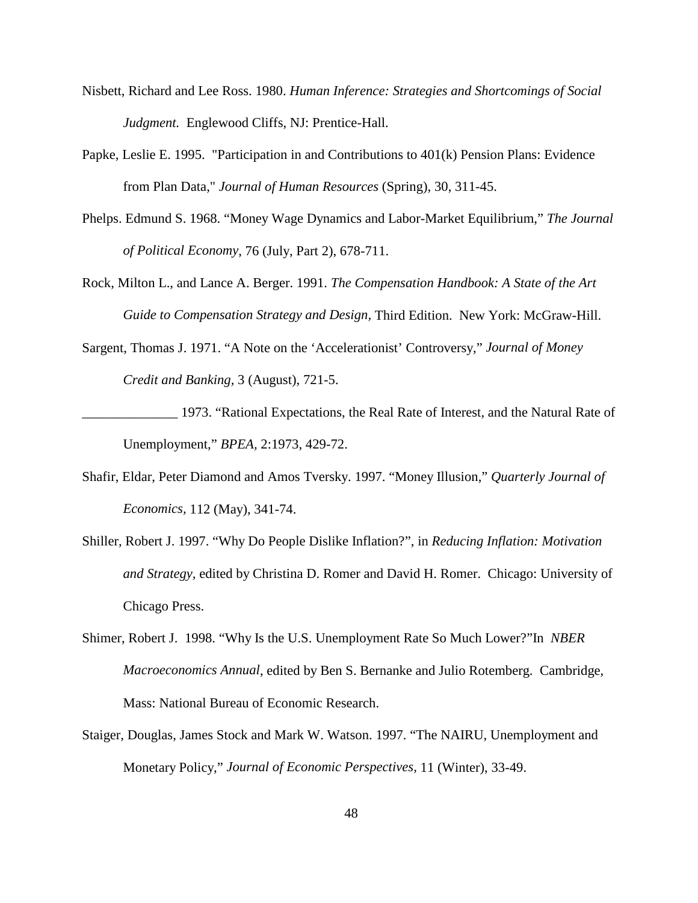Nisbett, Richard and Lee Ross. 1980. *Human Inference: Strategies and Shortcomings of Social Judgment.* Englewood Cliffs, NJ: Prentice-Hall.

Papke, Leslie E. 1995. "Participation in and Contributions to 401(k) Pension Plans: Evidence from Plan Data," *Journal of Human Resources* (Spring), 30, 311-45.

Phelps. Edmund S. 1968. "Money Wage Dynamics and Labor-Market Equilibrium," *The Journal of Political Economy*, 76 (July, Part 2), 678-711.

Rock, Milton L., and Lance A. Berger. 1991. *The Compensation Handbook: A State of the Art Guide to Compensation Strategy and Design*, Third Edition. New York: McGraw-Hill.

Sargent, Thomas J. 1971. "A Note on the 'Accelerationist' Controversy," *Journal of Money Credit and Banking*, 3 (August), 721-5.

______________ 1973. "Rational Expectations, the Real Rate of Interest, and the Natural Rate of Unemployment," *BPEA*, 2:1973, 429-72.

Shafir, Eldar, Peter Diamond and Amos Tversky. 1997. "Money Illusion," *Quarterly Journal of Economics*, 112 (May), 341-74.

Shiller, Robert J. 1997. "Why Do People Dislike Inflation?", in *Reducing Inflation: Motivation and Strategy*, edited by Christina D. Romer and David H. Romer. Chicago: University of Chicago Press.

Shimer, Robert J. 1998. "Why Is the U.S. Unemployment Rate So Much Lower?"In *NBER Macroeconomics Annual*, edited by Ben S. Bernanke and Julio Rotemberg. Cambridge, Mass: National Bureau of Economic Research.

Staiger, Douglas, James Stock and Mark W. Watson. 1997. "The NAIRU, Unemployment and Monetary Policy," *Journal of Economic Perspectives*, 11 (Winter), 33-49.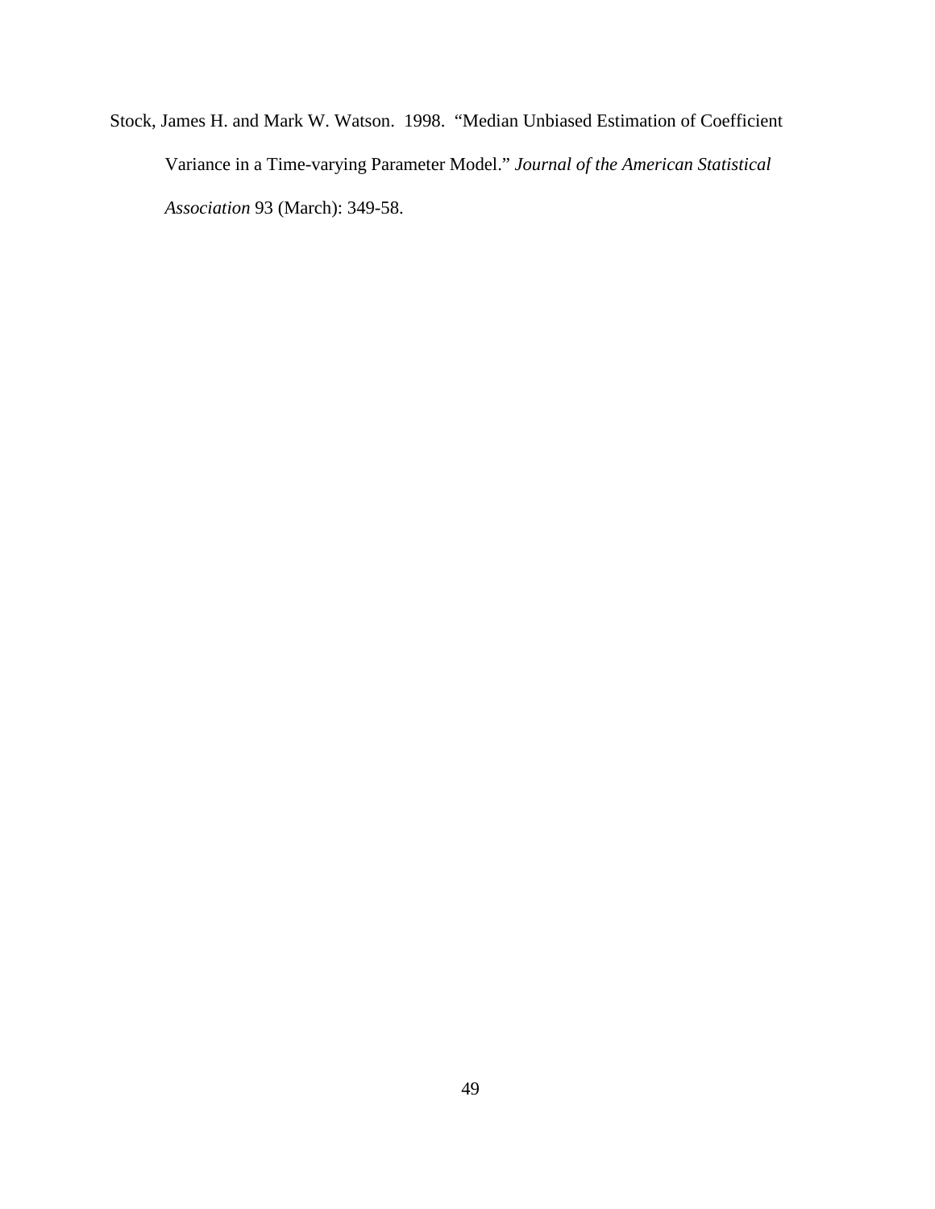Stock, James H. and Mark W. Watson. 1998. "Median Unbiased Estimation of Coefficient Variance in a Time-varying Parameter Model." *Journal of the American Statistical Association* 93 (March): 349-58.